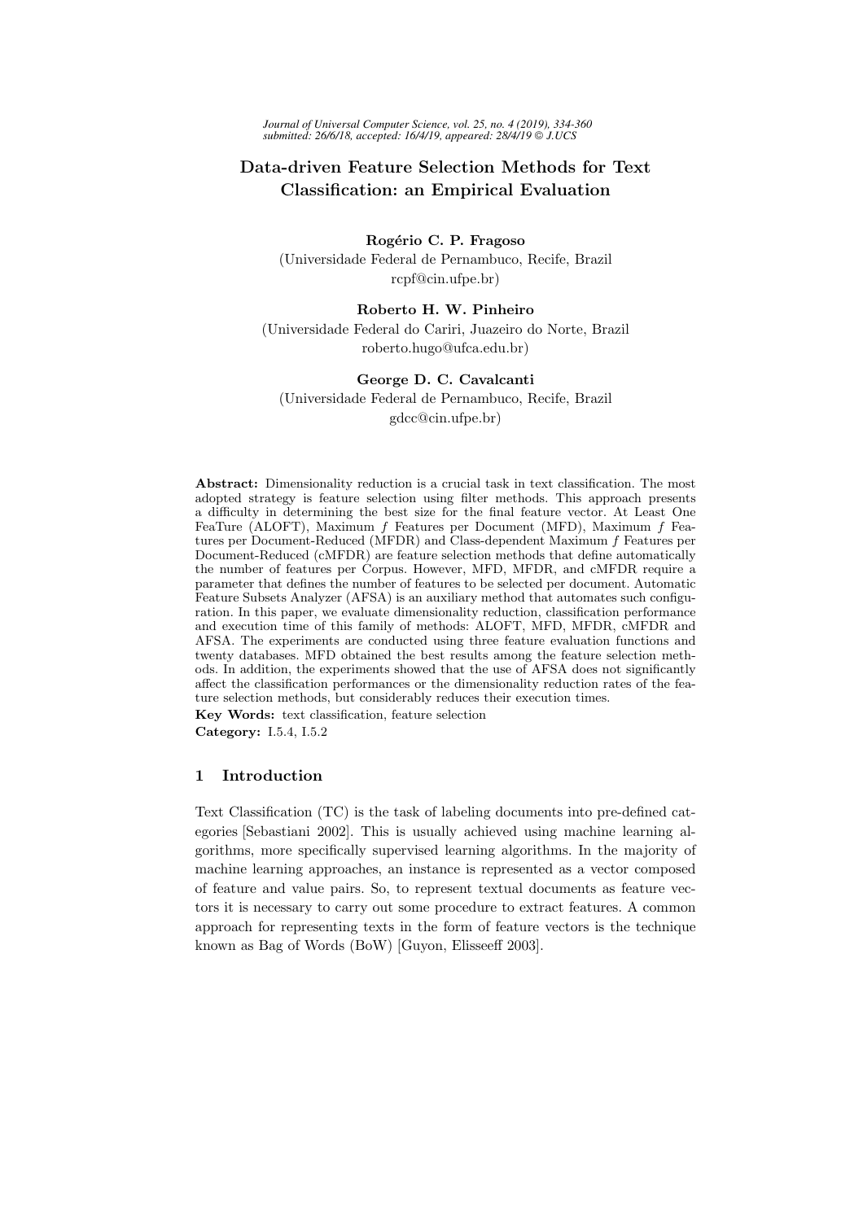# Data-driven Feature Selection Methods for Text Classification: an Empirical Evaluation

**Rogério C. P. Fragoso**
(Universidade Federal de Pernambuco, Recife, Brazil
rcpf@cin.ufpe.br)

**Roberto H. W. Pinheiro**
(Universidade Federal do Cariri, Juazeiro do Norte, Brazil
roberto.hugo@ufca.edu.br)

**George D. C. Cavalcanti**
(Universidade Federal de Pernambuco, Recife, Brazil
gdcc@cin.ufpe.br)

**Abstract:** Dimensionality reduction is a crucial task in text classification. The most adopted strategy is feature selection using filter methods. This approach presents a difficulty in determining the best size for the final feature vector. At Least One FeaTure (ALOFT), Maximum $f$ Features per Document (MFD), Maximum $f$ Features per Document-Reduced (MFDR) and Class-dependent Maximum $f$ Features per Document-Reduced (cMFDR) are feature selection methods that define automatically the number of features per Corpus. However, MFD, MFDR, and cMFDR require a parameter that defines the number of features to be selected per document. Automatic Feature Subsets Analyzer (AFSA) is an auxiliary method that automates such configuration. In this paper, we evaluate dimensionality reduction, classification performance and execution time of this family of methods: ALOFT, MFD, MFDR, cMFDR and AFSA. The experiments are conducted using three feature evaluation functions and twenty databases. MFD obtained the best results among the feature selection methods. In addition, the experiments showed that the use of AFSA does not significantly affect the classification performances or the dimensionality reduction rates of the feature selection methods, but considerably reduces their execution times.

**Key Words:** text classification, feature selection

**Category:** I.5.4, I.5.2

## 1 Introduction

Text Classification (TC) is the task of labeling documents into pre-defined categories [Sebastiani 2002]. This is usually achieved using machine learning algorithms, more specifically supervised learning algorithms. In the majority of machine learning approaches, an instance is represented as a vector composed of feature and value pairs. So, to represent textual documents as feature vectors it is necessary to carry out some procedure to extract features. A common approach for representing texts in the form of feature vectors is the technique known as Bag of Words (BoW) [Guyon, Elisseeff 2003].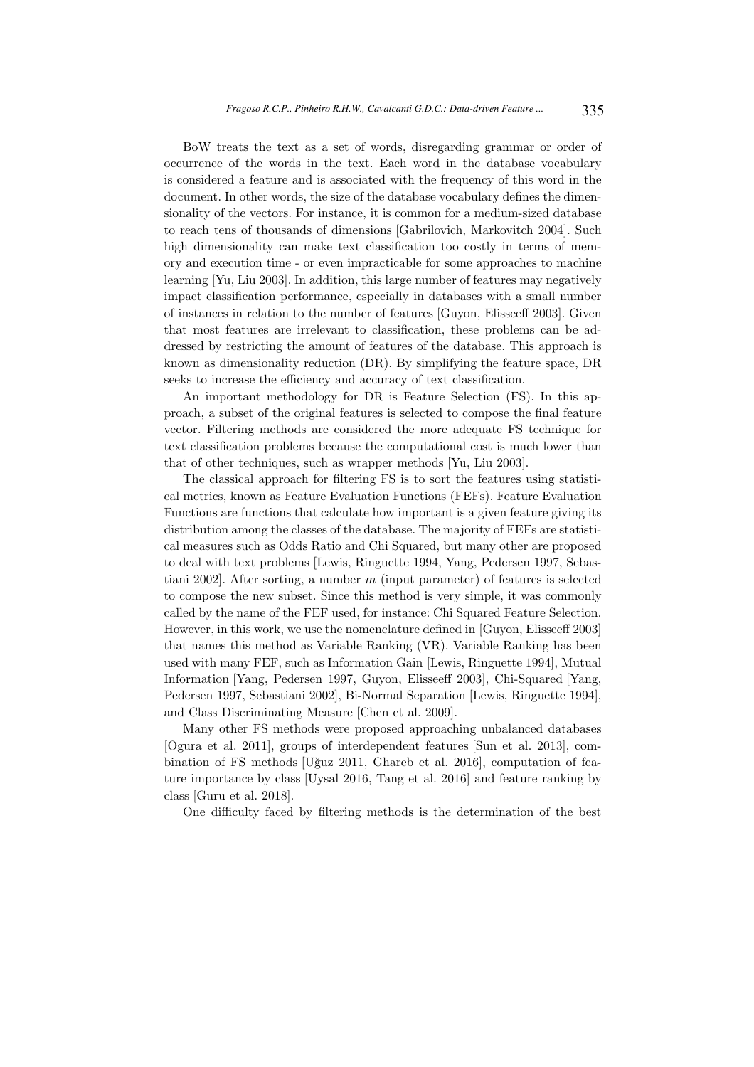BoW treats the text as a set of words, disregarding grammar or order of occurrence of the words in the text. Each word in the database vocabulary is considered a feature and is associated with the frequency of this word in the document. In other words, the size of the database vocabulary defines the dimensionality of the vectors. For instance, it is common for a medium-sized database to reach tens of thousands of dimensions [Gabrilovich, Markovitch 2004]. Such high dimensionality can make text classification too costly in terms of memory and execution time - or even impracticable for some approaches to machine learning [Yu, Liu 2003]. In addition, this large number of features may negatively impact classification performance, especially in databases with a small number of instances in relation to the number of features [Guyon, Elisseeff 2003]. Given that most features are irrelevant to classification, these problems can be addressed by restricting the amount of features of the database. This approach is known as dimensionality reduction (DR). By simplifying the feature space, DR seeks to increase the efficiency and accuracy of text classification.

An important methodology for DR is Feature Selection (FS). In this approach, a subset of the original features is selected to compose the final feature vector. Filtering methods are considered the more adequate FS technique for text classification problems because the computational cost is much lower than that of other techniques, such as wrapper methods [Yu, Liu 2003].

The classical approach for filtering FS is to sort the features using statistical metrics, known as Feature Evaluation Functions (FEFs). Feature Evaluation Functions are functions that calculate how important is a given feature giving its distribution among the classes of the database. The majority of FEFs are statistical measures such as Odds Ratio and Chi Squared, but many other are proposed to deal with text problems [Lewis, Ringuette 1994, Yang, Pedersen 1997, Sebastiani 2002]. After sorting, a number $m$ (input parameter) of features is selected to compose the new subset. Since this method is very simple, it was commonly called by the name of the FEF used, for instance: Chi Squared Feature Selection. However, in this work, we use the nomenclature defined in [Guyon, Elisseeff 2003] that names this method as Variable Ranking (VR). Variable Ranking has been used with many FEF, such as Information Gain [Lewis, Ringuette 1994], Mutual Information [Yang, Pedersen 1997, Guyon, Elisseeff 2003], Chi-Squared [Yang, Pedersen 1997, Sebastiani 2002], Bi-Normal Separation [Lewis, Ringuette 1994], and Class Discriminating Measure [Chen et al. 2009].

Many other FS methods were proposed approaching unbalanced databases [Ogura et al. 2011], groups of interdependent features [Sun et al. 2013], combination of FS methods [Uğuz 2011, Ghareb et al. 2016], computation of feature importance by class [Uysal 2016, Tang et al. 2016] and feature ranking by class [Guru et al. 2018].

One difficulty faced by filtering methods is the determination of the best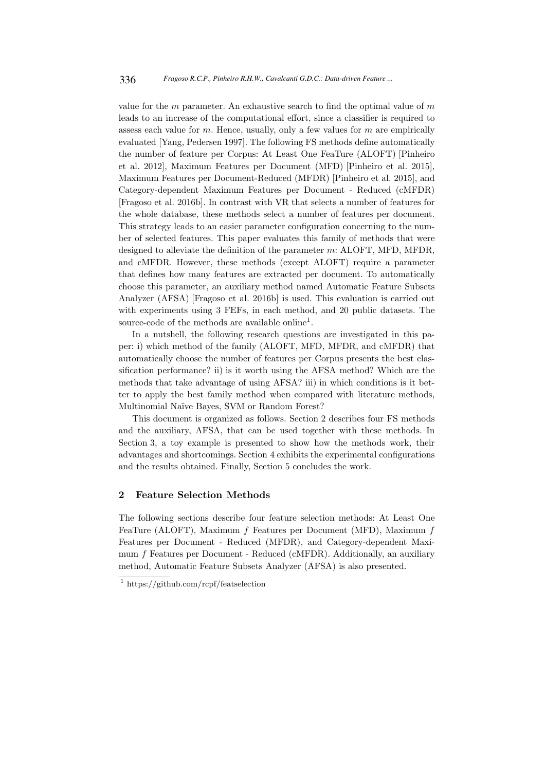value for the $m$ parameter. An exhaustive search to find the optimal value of $m$ leads to an increase of the computational effort, since a classifier is required to assess each value for $m$. Hence, usually, only a few values for $m$ are empirically evaluated [Yang, Pedersen 1997]. The following FS methods define automatically the number of feature per Corpus: At Least One FeaTure (ALOFT) [Pinheiro et al. 2012], Maximum Features per Document (MFD) [Pinheiro et al. 2015], Maximum Features per Document-Reduced (MFDR) [Pinheiro et al. 2015], and Category-dependent Maximum Features per Document - Reduced (cMFDR) [Fragoso et al. 2016b]. In contrast with VR that selects a number of features for the whole database, these methods select a number of features per document. This strategy leads to an easier parameter configuration concerning to the number of selected features. This paper evaluates this family of methods that were designed to alleviate the definition of the parameter $m$: ALOFT, MFD, MFDR, and cMFDR. However, these methods (except ALOFT) require a parameter that defines how many features are extracted per document. To automatically choose this parameter, an auxiliary method named Automatic Feature Subsets Analyzer (AFSA) [Fragoso et al. 2016b] is used. This evaluation is carried out with experiments using 3 FEFs, in each method, and 20 public datasets. The source-code of the methods are available online[1].

In a nutshell, the following research questions are investigated in this paper: i) which method of the family (ALOFT, MFD, MFDR, and cMFDR) that automatically choose the number of features per Corpus presents the best classification performance? ii) is it worth using the AFSA method? Which are the methods that take advantage of using AFSA? iii) in which conditions is it better to apply the best family method when compared with literature methods, Multinomial Naïve Bayes, SVM or Random Forest?

This document is organized as follows. Section 2 describes four FS methods and the auxiliary, AFSA, that can be used together with these methods. In Section 3, a toy example is presented to show how the methods work, their advantages and shortcomings. Section 4 exhibits the experimental configurations and the results obtained. Finally, Section 5 concludes the work.

## 2 Feature Selection Methods

The following sections describe four feature selection methods: At Least One FeaTure (ALOFT), Maximum $f$ Features per Document (MFD), Maximum $f$ Features per Document - Reduced (MFDR), and Category-dependent Maximum $f$ Features per Document - Reduced (cMFDR). Additionally, an auxiliary method, Automatic Feature Subsets Analyzer (AFSA) is also presented.

[1] https://github.com/rcpf/featselection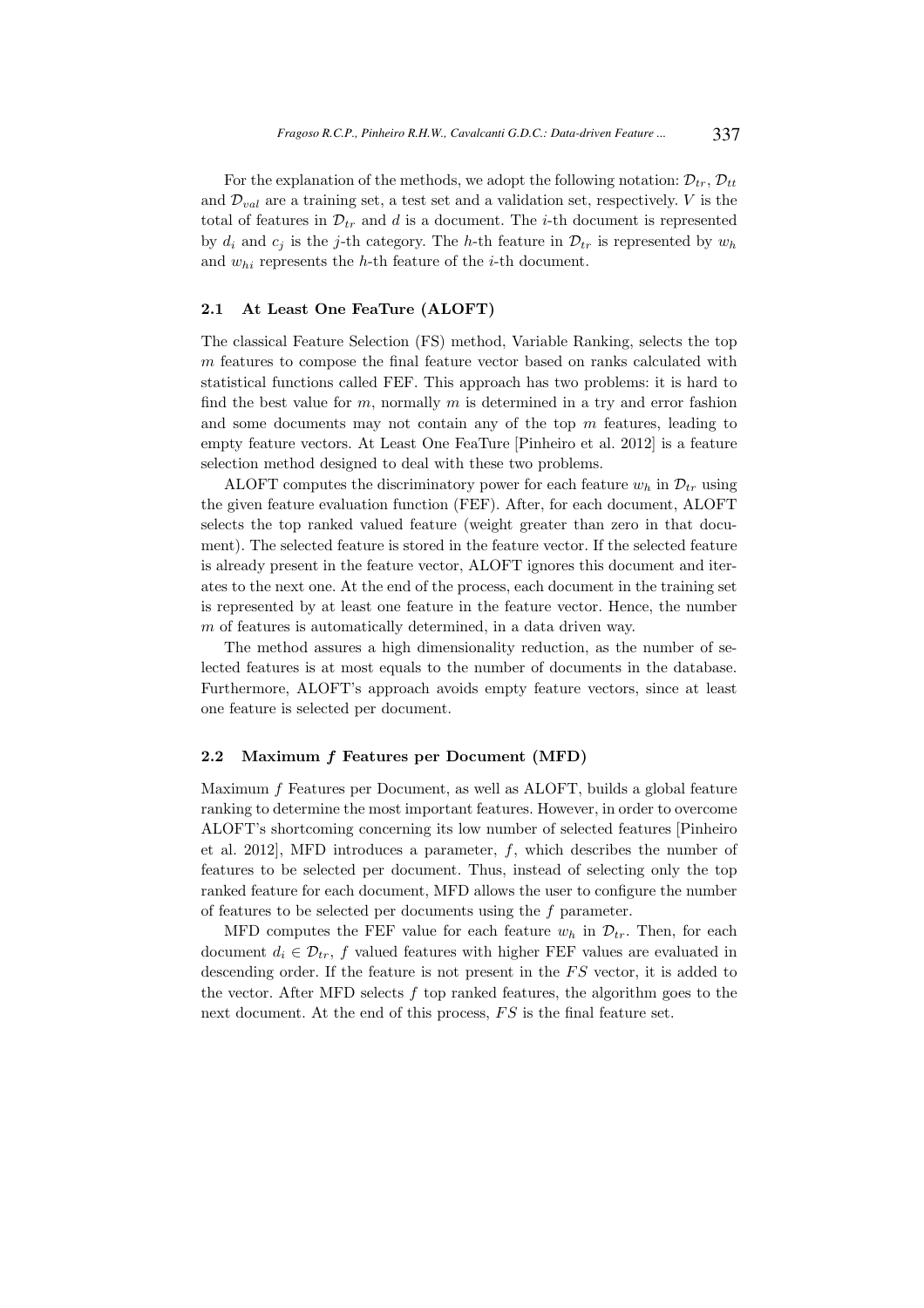For the explanation of the methods, we adopt the following notation: $\mathcal{D}_{tr}$, $\mathcal{D}_{tt}$ and $\mathcal{D}_{val}$ are a training set, a test set and a validation set, respectively. $V$ is the total of features in $\mathcal{D}_{tr}$ and $d$ is a document. The $i$-th document is represented by $d_i$ and $c_j$ is the $j$-th category. The $h$-th feature in $\mathcal{D}_{tr}$ is represented by $w_h$ and $w_{hi}$ represents the $h$-th feature of the $i$-th document.

### 2.1 At Least One FeaTure (ALOFT)

The classical Feature Selection (FS) method, Variable Ranking, selects the top $m$ features to compose the final feature vector based on ranks calculated with statistical functions called FEF. This approach has two problems: it is hard to find the best value for $m$, normally $m$ is determined in a try and error fashion and some documents may not contain any of the top $m$ features, leading to empty feature vectors. At Least One FeaTure [Pinheiro et al. 2012] is a feature selection method designed to deal with these two problems.

ALOFT computes the discriminatory power for each feature $w_h$ in $\mathcal{D}_{tr}$ using the given feature evaluation function (FEF). After, for each document, ALOFT selects the top ranked valued feature (weight greater than zero in that document). The selected feature is stored in the feature vector. If the selected feature is already present in the feature vector, ALOFT ignores this document and iterates to the next one. At the end of the process, each document in the training set is represented by at least one feature in the feature vector. Hence, the number $m$ of features is automatically determined, in a data driven way.

The method assures a high dimensionality reduction, as the number of selected features is at most equals to the number of documents in the database. Furthermore, ALOFT's approach avoids empty feature vectors, since at least one feature is selected per document.

### 2.2 Maximum $f$ Features per Document (MFD)

Maximum $f$ Features per Document, as well as ALOFT, builds a global feature ranking to determine the most important features. However, in order to overcome ALOFT's shortcoming concerning its low number of selected features [Pinheiro et al. 2012], MFD introduces a parameter, $f$, which describes the number of features to be selected per document. Thus, instead of selecting only the top ranked feature for each document, MFD allows the user to configure the number of features to be selected per documents using the $f$ parameter.

MFD computes the FEF value for each feature $w_h$ in $\mathcal{D}_{tr}$. Then, for each document $d_i \in \mathcal{D}_{tr}$, $f$ valued features with higher FEF values are evaluated in descending order. If the feature is not present in the $FS$ vector, it is added to the vector. After MFD selects $f$ top ranked features, the algorithm goes to the next document. At the end of this process, $FS$ is the final feature set.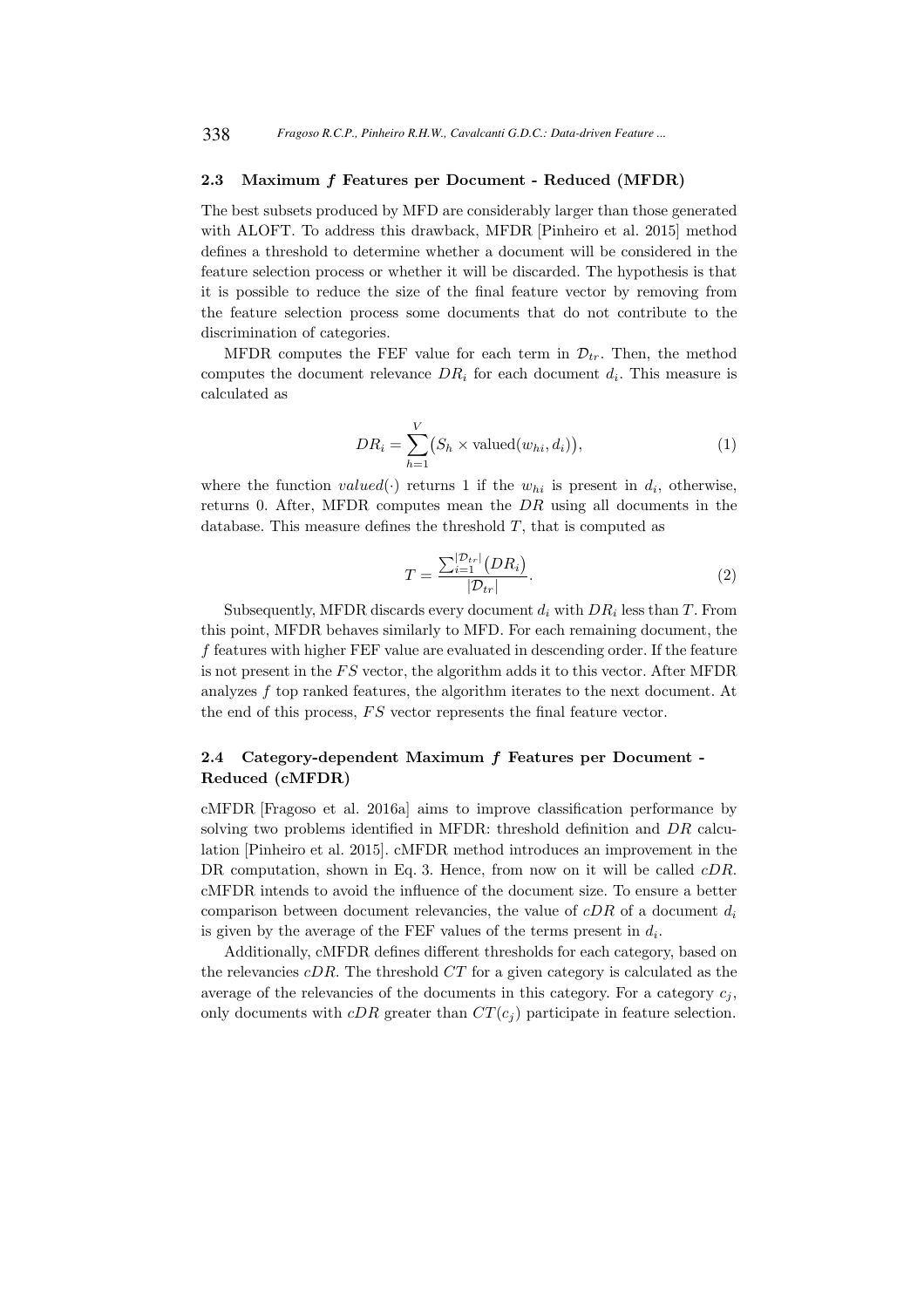### 2.3 Maximum *f* Features per Document - Reduced (MFDR)

The best subsets produced by MFD are considerably larger than those generated with ALOFT. To address this drawback, MFDR [Pinheiro et al. 2015] method defines a threshold to determine whether a document will be considered in the feature selection process or whether it will be discarded. The hypothesis is that it is possible to reduce the size of the final feature vector by removing from the feature selection process some documents that do not contribute to the discrimination of categories.

MFDR computes the FEF value for each term in $\mathcal{D}_{tr}$. Then, the method computes the document relevance $DR_i$ for each document $d_i$. This measure is calculated as

$$DR_i = \sum_{h=1}^{V} \big(S_h \times \text{valued}(w_{hi}, d_i)\big), \tag{1}$$

where the function $valued(\cdot)$ returns 1 if the $w_{hi}$ is present in $d_i$, otherwise, returns 0. After, MFDR computes mean the $DR$ using all documents in the database. This measure defines the threshold $T$, that is computed as

$$T = \frac{\sum_{i=1}^{|\mathcal{D}_{tr}|}\big(DR_i\big)}{|\mathcal{D}_{tr}|}. \tag{2}$$

Subsequently, MFDR discards every document $d_i$ with $DR_i$ less than $T$. From this point, MFDR behaves similarly to MFD. For each remaining document, the $f$ features with higher FEF value are evaluated in descending order. If the feature is not present in the $FS$ vector, the algorithm adds it to this vector. After MFDR analyzes $f$ top ranked features, the algorithm iterates to the next document. At the end of this process, $FS$ vector represents the final feature vector.

### 2.4 Category-dependent Maximum *f* Features per Document - Reduced (cMFDR)

cMFDR [Fragoso et al. 2016a] aims to improve classification performance by solving two problems identified in MFDR: threshold definition and $DR$ calculation [Pinheiro et al. 2015]. cMFDR method introduces an improvement in the DR computation, shown in Eq. 3. Hence, from now on it will be called $cDR$. cMFDR intends to avoid the influence of the document size. To ensure a better comparison between document relevancies, the value of $cDR$ of a document $d_i$ is given by the average of the FEF values of the terms present in $d_i$.

Additionally, cMFDR defines different thresholds for each category, based on the relevancies $cDR$. The threshold $CT$ for a given category is calculated as the average of the relevancies of the documents in this category. For a category $c_j$, only documents with $cDR$ greater than $CT(c_j)$ participate in feature selection.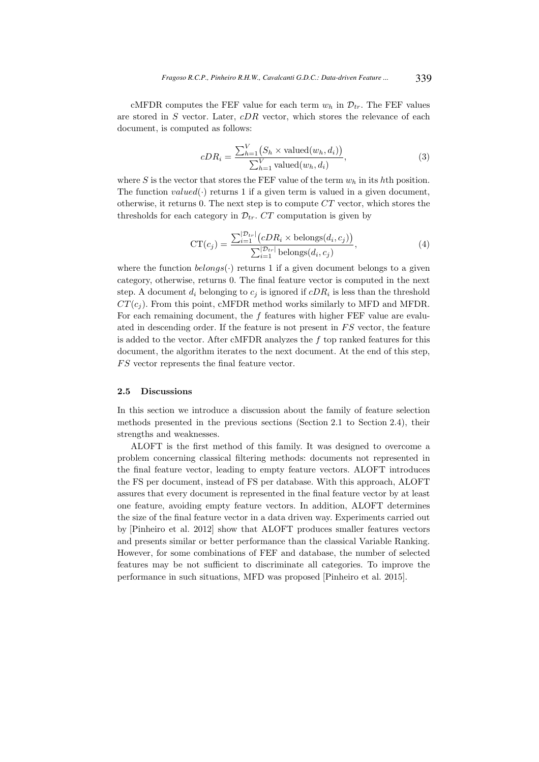cMFDR computes the FEF value for each term $w_h$ in $\mathcal{D}_{tr}$. The FEF values are stored in $S$ vector. Later, $cDR$ vector, which stores the relevance of each document, is computed as follows:

$$cDR_i = \frac{\sum_{h=1}^{V} \big(S_h \times \text{valued}(w_h, d_i)\big)}{\sum_{h=1}^{V} \text{valued}(w_h, d_i)}, \tag{3}$$

where $S$ is the vector that stores the FEF value of the term $w_h$ in its $h$th position. The function $valued(\cdot)$ returns 1 if a given term is valued in a given document, otherwise, it returns 0. The next step is to compute $CT$ vector, which stores the thresholds for each category in $\mathcal{D}_{tr}$. $CT$ computation is given by

$$\text{CT}(c_j) = \frac{\sum_{i=1}^{|\mathcal{D}_{tr}|} \big(cDR_i \times \text{belongs}(d_i, c_j)\big)}{\sum_{i=1}^{|\mathcal{D}_{tr}|} \text{belongs}(d_i, c_j)}, \tag{4}$$

where the function $belongs(\cdot)$ returns 1 if a given document belongs to a given category, otherwise, returns 0. The final feature vector is computed in the next step. A document $d_i$ belonging to $c_j$ is ignored if $cDR_i$ is less than the threshold $CT(c_j)$. From this point, cMFDR method works similarly to MFD and MFDR. For each remaining document, the $f$ features with higher FEF value are evaluated in descending order. If the feature is not present in $FS$ vector, the feature is added to the vector. After cMFDR analyzes the $f$ top ranked features for this document, the algorithm iterates to the next document. At the end of this step, $FS$ vector represents the final feature vector.

### 2.5 Discussions

In this section we introduce a discussion about the family of feature selection methods presented in the previous sections (Section 2.1 to Section 2.4), their strengths and weaknesses.

ALOFT is the first method of this family. It was designed to overcome a problem concerning classical filtering methods: documents not represented in the final feature vector, leading to empty feature vectors. ALOFT introduces the FS per document, instead of FS per database. With this approach, ALOFT assures that every document is represented in the final feature vector by at least one feature, avoiding empty feature vectors. In addition, ALOFT determines the size of the final feature vector in a data driven way. Experiments carried out by [Pinheiro et al. 2012] show that ALOFT produces smaller features vectors and presents similar or better performance than the classical Variable Ranking. However, for some combinations of FEF and database, the number of selected features may be not sufficient to discriminate all categories. To improve the performance in such situations, MFD was proposed [Pinheiro et al. 2015].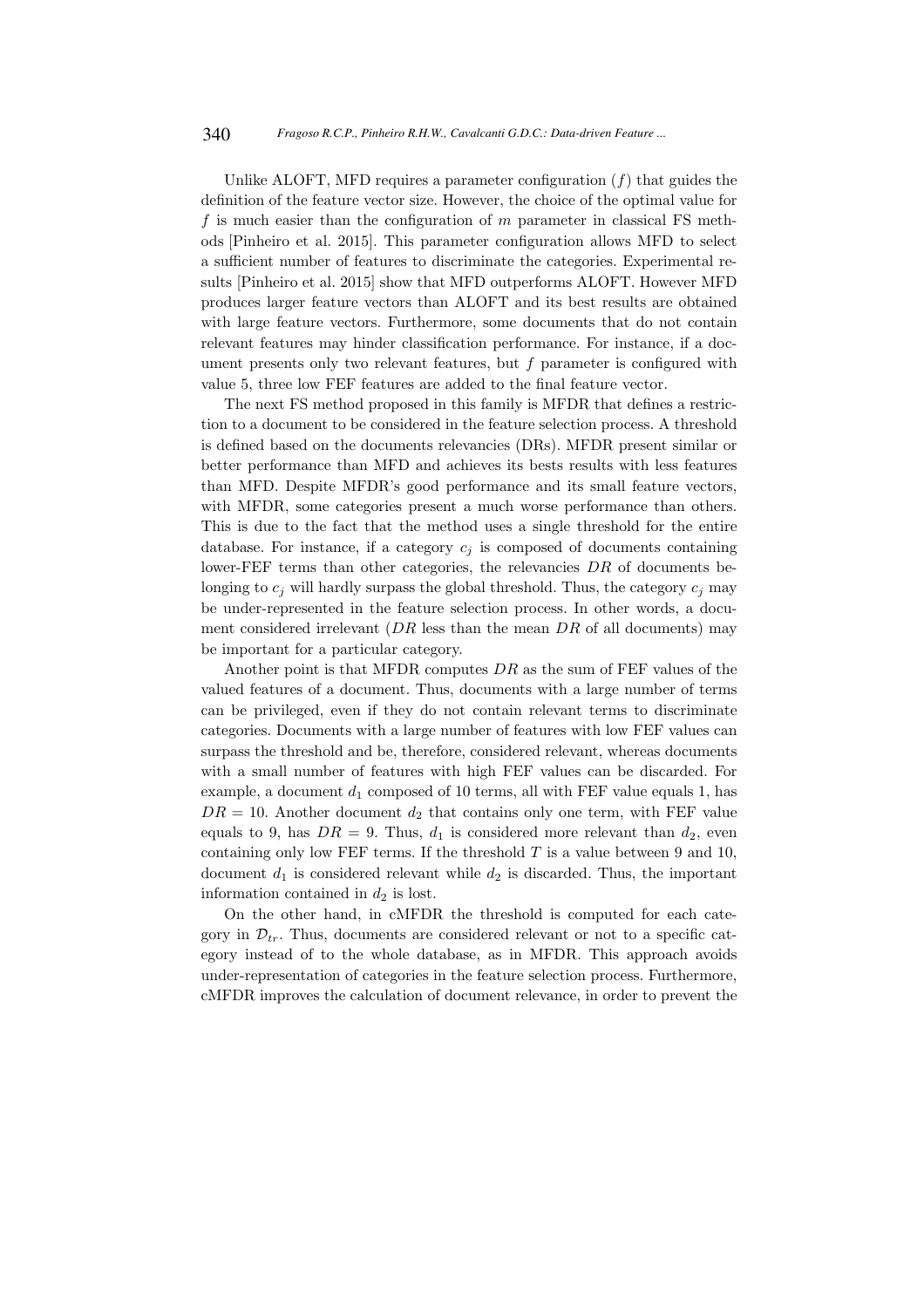Unlike ALOFT, MFD requires a parameter configuration ($f$) that guides the definition of the feature vector size. However, the choice of the optimal value for $f$ is much easier than the configuration of $m$ parameter in classical FS methods [Pinheiro et al. 2015]. This parameter configuration allows MFD to select a sufficient number of features to discriminate the categories. Experimental results [Pinheiro et al. 2015] show that MFD outperforms ALOFT. However MFD produces larger feature vectors than ALOFT and its best results are obtained with large feature vectors. Furthermore, some documents that do not contain relevant features may hinder classification performance. For instance, if a document presents only two relevant features, but $f$ parameter is configured with value 5, three low FEF features are added to the final feature vector.

The next FS method proposed in this family is MFDR that defines a restriction to a document to be considered in the feature selection process. A threshold is defined based on the documents relevancies (DRs). MFDR present similar or better performance than MFD and achieves its bests results with less features than MFD. Despite MFDR's good performance and its small feature vectors, with MFDR, some categories present a much worse performance than others. This is due to the fact that the method uses a single threshold for the entire database. For instance, if a category $c_j$ is composed of documents containing lower-FEF terms than other categories, the relevancies $DR$ of documents belonging to $c_j$ will hardly surpass the global threshold. Thus, the category $c_j$ may be under-represented in the feature selection process. In other words, a document considered irrelevant ($DR$ less than the mean $DR$ of all documents) may be important for a particular category.

Another point is that MFDR computes $DR$ as the sum of FEF values of the valued features of a document. Thus, documents with a large number of terms can be privileged, even if they do not contain relevant terms to discriminate categories. Documents with a large number of features with low FEF values can surpass the threshold and be, therefore, considered relevant, whereas documents with a small number of features with high FEF values can be discarded. For example, a document $d_1$ composed of 10 terms, all with FEF value equals 1, has $DR = 10$. Another document $d_2$ that contains only one term, with FEF value equals to 9, has $DR = 9$. Thus, $d_1$ is considered more relevant than $d_2$, even containing only low FEF terms. If the threshold $T$ is a value between 9 and 10, document $d_1$ is considered relevant while $d_2$ is discarded. Thus, the important information contained in $d_2$ is lost.

On the other hand, in cMFDR the threshold is computed for each category in $\mathcal{D}_{tr}$. Thus, documents are considered relevant or not to a specific category instead of to the whole database, as in MFDR. This approach avoids under-representation of categories in the feature selection process. Furthermore, cMFDR improves the calculation of document relevance, in order to prevent the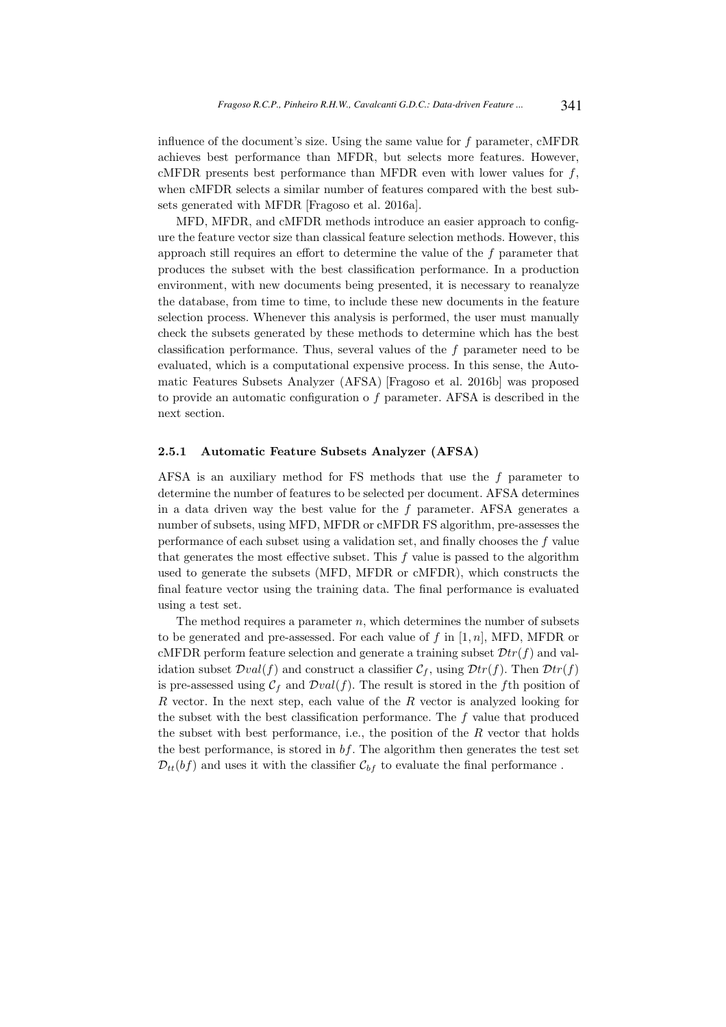influence of the document's size. Using the same value for $f$ parameter, cMFDR achieves best performance than MFDR, but selects more features. However, cMFDR presents best performance than MFDR even with lower values for $f$, when cMFDR selects a similar number of features compared with the best subsets generated with MFDR [Fragoso et al. 2016a].

MFD, MFDR, and cMFDR methods introduce an easier approach to configure the feature vector size than classical feature selection methods. However, this approach still requires an effort to determine the value of the $f$ parameter that produces the subset with the best classification performance. In a production environment, with new documents being presented, it is necessary to reanalyze the database, from time to time, to include these new documents in the feature selection process. Whenever this analysis is performed, the user must manually check the subsets generated by these methods to determine which has the best classification performance. Thus, several values of the $f$ parameter need to be evaluated, which is a computational expensive process. In this sense, the Automatic Features Subsets Analyzer (AFSA) [Fragoso et al. 2016b] was proposed to provide an automatic configuration o $f$ parameter. AFSA is described in the next section.

#### 2.5.1 Automatic Feature Subsets Analyzer (AFSA)

AFSA is an auxiliary method for FS methods that use the $f$ parameter to determine the number of features to be selected per document. AFSA determines in a data driven way the best value for the $f$ parameter. AFSA generates a number of subsets, using MFD, MFDR or cMFDR FS algorithm, pre-assesses the performance of each subset using a validation set, and finally chooses the $f$ value that generates the most effective subset. This $f$ value is passed to the algorithm used to generate the subsets (MFD, MFDR or cMFDR), which constructs the final feature vector using the training data. The final performance is evaluated using a test set.

The method requires a parameter $n$, which determines the number of subsets to be generated and pre-assessed. For each value of $f$ in $[1, n]$, MFD, MFDR or cMFDR perform feature selection and generate a training subset $\mathcal{D}tr(f)$ and validation subset $\mathcal{D}val(f)$ and construct a classifier $\mathcal{C}_f$, using $\mathcal{D}tr(f)$. Then $\mathcal{D}tr(f)$ is pre-assessed using $\mathcal{C}_f$ and $\mathcal{D}val(f)$. The result is stored in the $f$th position of $R$ vector. In the next step, each value of the $R$ vector is analyzed looking for the subset with the best classification performance. The $f$ value that produced the subset with best performance, i.e., the position of the $R$ vector that holds the best performance, is stored in $bf$. The algorithm then generates the test set $\mathcal{D}_{tt}(bf)$ and uses it with the classifier $\mathcal{C}_{bf}$ to evaluate the final performance .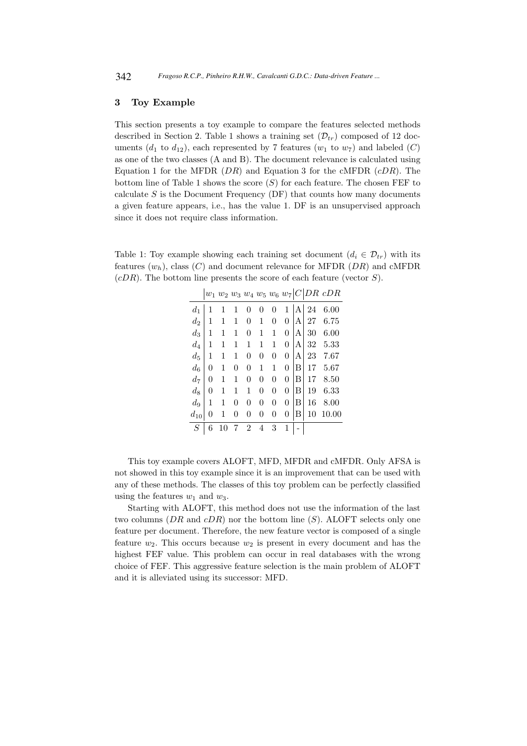## 3 Toy Example

This section presents a toy example to compare the features selected methods described in Section 2. Table 1 shows a training set ($\mathcal{D}_{tr}$) composed of 12 documents ($d_1$ to $d_{12}$), each represented by 7 features ($w_1$ to $w_7$) and labeled ($C$) as one of the two classes (A and B). The document relevance is calculated using Equation 1 for the MFDR ($DR$) and Equation 3 for the cMFDR ($cDR$). The bottom line of Table 1 shows the score ($S$) for each feature. The chosen FEF to calculate $S$ is the Document Frequency (DF) that counts how many documents a given feature appears, i.e., has the value 1. DF is an unsupervised approach since it does not require class information.

Table 1: Toy example showing each training set document ($d_i \in \mathcal{D}_{tr}$) with its features ($w_h$), class ($C$) and document relevance for MFDR ($DR$) and cMFDR ($cDR$). The bottom line presents the score of each feature (vector $S$).

| | $w_1$ | $w_2$ | $w_3$ | $w_4$ | $w_5$ | $w_6$ | $w_7$ | $C$ | $DR$ | $cDR$ |
|---|---|---|---|---|---|---|---|---|---|---|
| $d_1$ | 1 | 1 | 1 | 0 | 0 | 0 | 1 | A | 24 | 6.00 |
| $d_2$ | 1 | 1 | 1 | 0 | 1 | 0 | 0 | A | 27 | 6.75 |
| $d_3$ | 1 | 1 | 1 | 0 | 1 | 1 | 0 | A | 30 | 6.00 |
| $d_4$ | 1 | 1 | 1 | 1 | 1 | 1 | 0 | A | 32 | 5.33 |
| $d_5$ | 1 | 1 | 1 | 0 | 0 | 0 | 0 | A | 23 | 7.67 |
| $d_6$ | 0 | 1 | 0 | 0 | 1 | 1 | 0 | B | 17 | 5.67 |
| $d_7$ | 0 | 1 | 1 | 0 | 0 | 0 | 0 | B | 17 | 8.50 |
| $d_8$ | 0 | 1 | 1 | 1 | 0 | 0 | 0 | B | 19 | 6.33 |
| $d_9$ | 1 | 1 | 0 | 0 | 0 | 0 | 0 | B | 16 | 8.00 |
| $d_{10}$ | 0 | 1 | 0 | 0 | 0 | 0 | 0 | B | 10 | 10.00 |
| $S$ | 6 | 10 | 7 | 2 | 4 | 3 | 1 | - | | |

This toy example covers ALOFT, MFD, MFDR and cMFDR. Only AFSA is not showed in this toy example since it is an improvement that can be used with any of these methods. The classes of this toy problem can be perfectly classified using the features $w_1$ and $w_3$.

Starting with ALOFT, this method does not use the information of the last two columns ($DR$ and $cDR$) nor the bottom line ($S$). ALOFT selects only one feature per document. Therefore, the new feature vector is composed of a single feature $w_2$. This occurs because $w_2$ is present in every document and has the highest FEF value. This problem can occur in real databases with the wrong choice of FEF. This aggressive feature selection is the main problem of ALOFT and it is alleviated using its successor: MFD.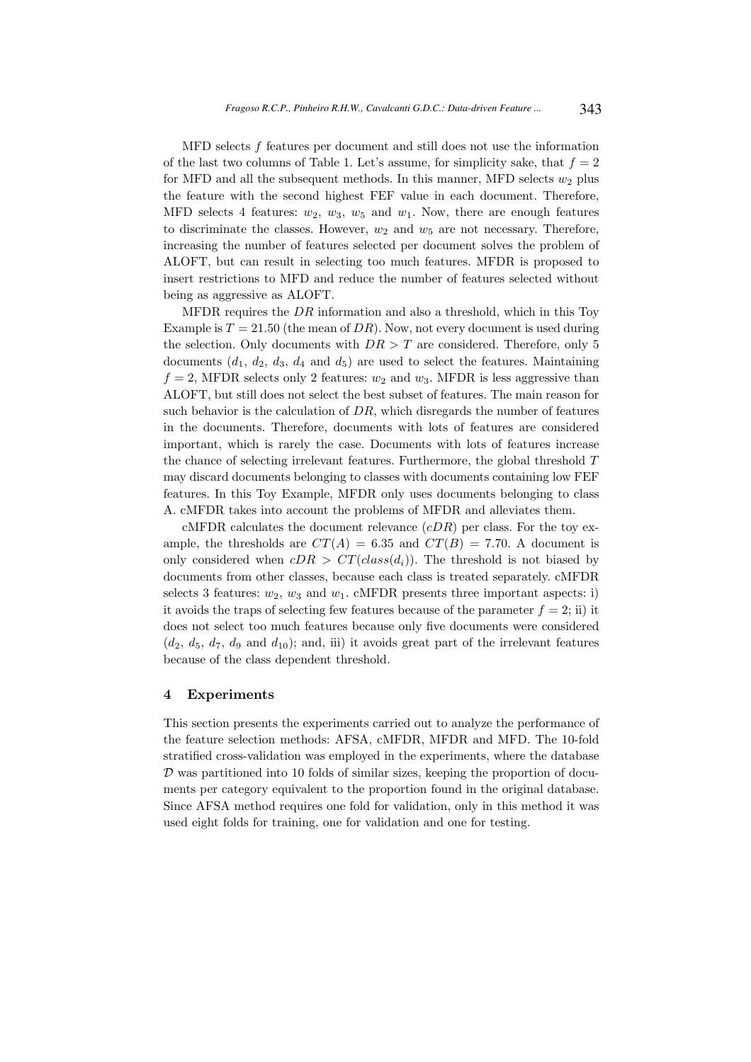MFD selects $f$ features per document and still does not use the information of the last two columns of Table 1. Let's assume, for simplicity sake, that $f = 2$ for MFD and all the subsequent methods. In this manner, MFD selects $w_2$ plus the feature with the second highest FEF value in each document. Therefore, MFD selects 4 features: $w_2$, $w_3$, $w_5$ and $w_1$. Now, there are enough features to discriminate the classes. However, $w_2$ and $w_5$ are not necessary. Therefore, increasing the number of features selected per document solves the problem of ALOFT, but can result in selecting too much features. MFDR is proposed to insert restrictions to MFD and reduce the number of features selected without being as aggressive as ALOFT.

MFDR requires the $DR$ information and also a threshold, which in this Toy Example is $T = 21.50$ (the mean of $DR$). Now, not every document is used during the selection. Only documents with $DR > T$ are considered. Therefore, only 5 documents ($d_1$, $d_2$, $d_3$, $d_4$ and $d_5$) are used to select the features. Maintaining $f = 2$, MFDR selects only 2 features: $w_2$ and $w_3$. MFDR is less aggressive than ALOFT, but still does not select the best subset of features. The main reason for such behavior is the calculation of $DR$, which disregards the number of features in the documents. Therefore, documents with lots of features are considered important, which is rarely the case. Documents with lots of features increase the chance of selecting irrelevant features. Furthermore, the global threshold $T$ may discard documents belonging to classes with documents containing low FEF features. In this Toy Example, MFDR only uses documents belonging to class A. cMFDR takes into account the problems of MFDR and alleviates them.

cMFDR calculates the document relevance ($cDR$) per class. For the toy example, the thresholds are $CT(A) = 6.35$ and $CT(B) = 7.70$. A document is only considered when $cDR > CT(class(d_i))$. The threshold is not biased by documents from other classes, because each class is treated separately. cMFDR selects 3 features: $w_2$, $w_3$ and $w_1$. cMFDR presents three important aspects: i) it avoids the traps of selecting few features because of the parameter $f = 2$; ii) it does not select too much features because only five documents were considered ($d_2$, $d_5$, $d_7$, $d_9$ and $d_{10}$); and, iii) it avoids great part of the irrelevant features because of the class dependent threshold.

## 4 Experiments

This section presents the experiments carried out to analyze the performance of the feature selection methods: AFSA, cMFDR, MFDR and MFD. The 10-fold stratified cross-validation was employed in the experiments, where the database $\mathcal{D}$ was partitioned into 10 folds of similar sizes, keeping the proportion of documents per category equivalent to the proportion found in the original database. Since AFSA method requires one fold for validation, only in this method it was used eight folds for training, one for validation and one for testing.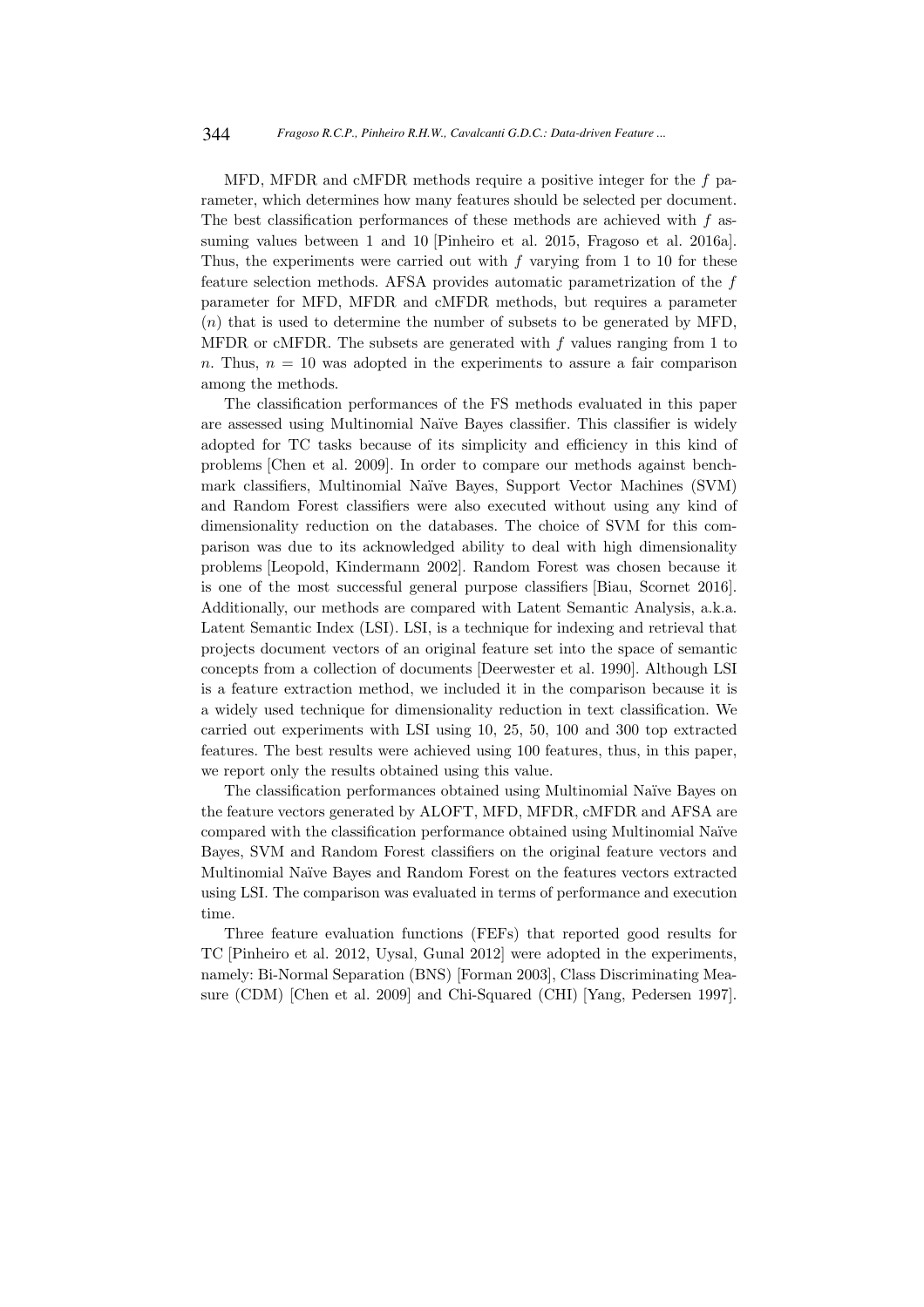MFD, MFDR and cMFDR methods require a positive integer for the $f$ parameter, which determines how many features should be selected per document. The best classification performances of these methods are achieved with $f$ assuming values between 1 and 10 [Pinheiro et al. 2015, Fragoso et al. 2016a]. Thus, the experiments were carried out with $f$ varying from 1 to 10 for these feature selection methods. AFSA provides automatic parametrization of the $f$ parameter for MFD, MFDR and cMFDR methods, but requires a parameter ($n$) that is used to determine the number of subsets to be generated by MFD, MFDR or cMFDR. The subsets are generated with $f$ values ranging from 1 to $n$. Thus, $n = 10$ was adopted in the experiments to assure a fair comparison among the methods.

The classification performances of the FS methods evaluated in this paper are assessed using Multinomial Naïve Bayes classifier. This classifier is widely adopted for TC tasks because of its simplicity and efficiency in this kind of problems [Chen et al. 2009]. In order to compare our methods against benchmark classifiers, Multinomial Naïve Bayes, Support Vector Machines (SVM) and Random Forest classifiers were also executed without using any kind of dimensionality reduction on the databases. The choice of SVM for this comparison was due to its acknowledged ability to deal with high dimensionality problems [Leopold, Kindermann 2002]. Random Forest was chosen because it is one of the most successful general purpose classifiers [Biau, Scornet 2016]. Additionally, our methods are compared with Latent Semantic Analysis, a.k.a. Latent Semantic Index (LSI). LSI, is a technique for indexing and retrieval that projects document vectors of an original feature set into the space of semantic concepts from a collection of documents [Deerwester et al. 1990]. Although LSI is a feature extraction method, we included it in the comparison because it is a widely used technique for dimensionality reduction in text classification. We carried out experiments with LSI using 10, 25, 50, 100 and 300 top extracted features. The best results were achieved using 100 features, thus, in this paper, we report only the results obtained using this value.

The classification performances obtained using Multinomial Naïve Bayes on the feature vectors generated by ALOFT, MFD, MFDR, cMFDR and AFSA are compared with the classification performance obtained using Multinomial Naïve Bayes, SVM and Random Forest classifiers on the original feature vectors and Multinomial Naïve Bayes and Random Forest on the features vectors extracted using LSI. The comparison was evaluated in terms of performance and execution time.

Three feature evaluation functions (FEFs) that reported good results for TC [Pinheiro et al. 2012, Uysal, Gunal 2012] were adopted in the experiments, namely: Bi-Normal Separation (BNS) [Forman 2003], Class Discriminating Measure (CDM) [Chen et al. 2009] and Chi-Squared (CHI) [Yang, Pedersen 1997].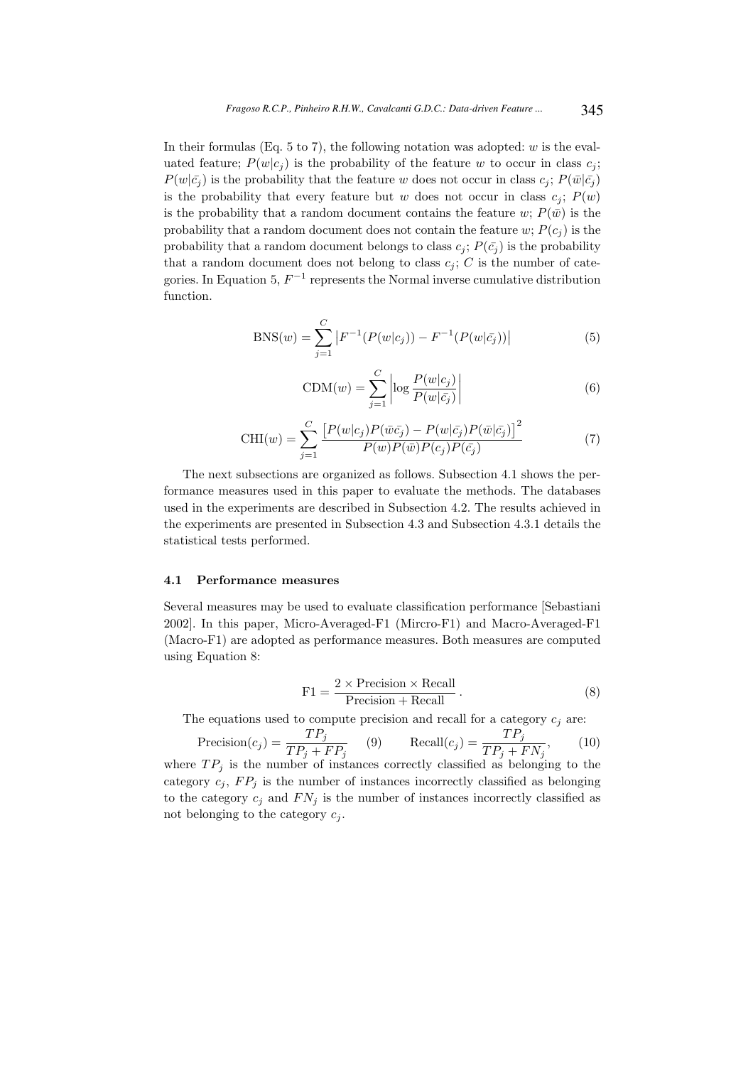In their formulas (Eq. 5 to 7), the following notation was adopted: $w$ is the evaluated feature; $P(w|c_j)$ is the probability of the feature $w$ to occur in class $c_j$; $P(w|\bar{c_j})$ is the probability that the feature $w$ does not occur in class $c_j$; $P(\bar{w}|\bar{c_j})$ is the probability that every feature but $w$ does not occur in class $c_j$; $P(w)$ is the probability that a random document contains the feature $w$; $P(\bar{w})$ is the probability that a random document does not contain the feature $w$; $P(c_j)$ is the probability that a random document belongs to class $c_j$; $P(\bar{c_j})$ is the probability that a random document does not belong to class $c_j$; $C$ is the number of categories. In Equation 5, $F^{-1}$ represents the Normal inverse cumulative distribution function.

$$\text{BNS}(w) = \sum_{j=1}^{C} \left| F^{-1}(P(w|c_j)) - F^{-1}(P(w|\bar{c_j})) \right| \tag{5}$$

$$\text{CDM}(w) = \sum_{j=1}^{C} \left| \log \frac{P(w|c_j)}{P(w|\bar{c_j})} \right| \tag{6}$$

$$\text{CHI}(w) = \sum_{j=1}^{C} \frac{\left[ P(w|c_j)P(\bar{w}\bar{c_j}) - P(w|\bar{c_j})P(\bar{w}|\bar{c_j}) \right]^2}{P(w)P(\bar{w})P(c_j)P(\bar{c_j})} \tag{7}$$

The next subsections are organized as follows. Subsection 4.1 shows the performance measures used in this paper to evaluate the methods. The databases used in the experiments are described in Subsection 4.2. The results achieved in the experiments are presented in Subsection 4.3 and Subsection 4.3.1 details the statistical tests performed.

### 4.1 Performance measures

Several measures may be used to evaluate classification performance [Sebastiani 2002]. In this paper, Micro-Averaged-F1 (Mircro-F1) and Macro-Averaged-F1 (Macro-F1) are adopted as performance measures. Both measures are computed using Equation 8:

$$\text{F1} = \frac{2 \times \text{Precision} \times \text{Recall}}{\text{Precision} + \text{Recall}} \,. \tag{8}$$

The equations used to compute precision and recall for a category $c_j$ are:

$$\text{Precision}(c_j) = \frac{TP_j}{TP_j + FP_j} \tag{9}$$

$$\text{Recall}(c_j) = \frac{TP_j}{TP_j + FN_j}, \tag{10}$$

where $TP_j$ is the number of instances correctly classified as belonging to the category $c_j$, $FP_j$ is the number of instances incorrectly classified as belonging to the category $c_j$ and $FN_j$ is the number of instances incorrectly classified as not belonging to the category $c_j$.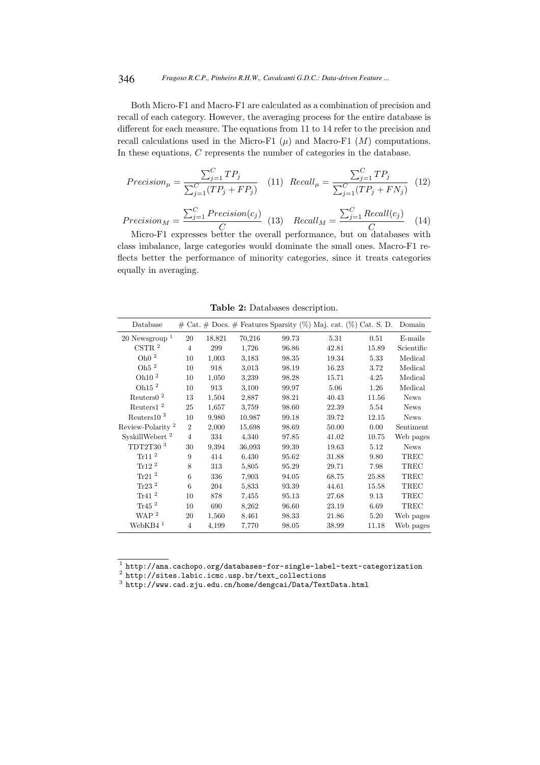Both Micro-F1 and Macro-F1 are calculated as a combination of precision and recall of each category. However, the averaging process for the entire database is different for each measure. The equations from 11 to 14 refer to the precision and recall calculations used in the Micro-F1 ($\mu$) and Macro-F1 ($M$) computations. In these equations, $C$ represents the number of categories in the database.

$$Precision_{\mu} = \frac{\sum_{j=1}^{C} TP_j}{\sum_{j=1}^{C}(TP_j + FP_j)} \quad (11) \quad Recall_{\mu} = \frac{\sum_{j=1}^{C} TP_j}{\sum_{j=1}^{C}(TP_j + FN_j)} \quad (12)$$

$$Precision_{M} = \frac{\sum_{j=1}^{C} Precision(c_j)}{C} \quad (13) \quad Recall_{M} = \frac{\sum_{j=1}^{C} Recall(c_j)}{C} \quad (14)$$

Micro-F1 expresses better the overall performance, but on databases with class imbalance, large categories would dominate the small ones. Macro-F1 reflects better the performance of minority categories, since it treats categories equally in averaging.

**Table 2:** Databases description.

| Database | # Cat. | # Docs. | # Features | Sparsity (%) | Maj. cat. (%) | Cat. S. D. | Domain |
|---|---|---|---|---|---|---|---|
| 20 Newsgroup [1] | 20 | 18,821 | 70,216 | 99.73 | 5.31 | 0.51 | E-mails |
| CSTR [2] | 4 | 299 | 1,726 | 96.86 | 42.81 | 15.89 | Scientific |
| Oh0 [2] | 10 | 1,003 | 3,183 | 98.35 | 19.34 | 5.33 | Medical |
| Oh5 [2] | 10 | 918 | 3,013 | 98.19 | 16.23 | 3.72 | Medical |
| Oh10 [2] | 10 | 1,050 | 3,239 | 98.28 | 15.71 | 4.25 | Medical |
| Oh15 [2] | 10 | 913 | 3,100 | 99.97 | 5.06 | 1.26 | Medical |
| Reuters0 [2] | 13 | 1,504 | 2,887 | 98.21 | 40.43 | 11.56 | News |
| Reuters1 [2] | 25 | 1,657 | 3,759 | 98.60 | 22.39 | 5.54 | News |
| Reuters10 [3] | 10 | 9,980 | 10,987 | 99.18 | 39.72 | 12.15 | News |
| Review-Polarity [2] | 2 | 2,000 | 15,698 | 98.69 | 50.00 | 0.00 | Sentiment |
| SyskillWebert [2] | 4 | 334 | 4,340 | 97.85 | 41.02 | 10.75 | Web pages |
| TDT2T30 [3] | 30 | 9,394 | 36,093 | 99.39 | 19.63 | 5.12 | News |
| Tr11 [2] | 9 | 414 | 6,430 | 95.62 | 31.88 | 9.80 | TREC |
| Tr12 [2] | 8 | 313 | 5,805 | 95.29 | 29.71 | 7.98 | TREC |
| Tr21 [2] | 6 | 336 | 7,903 | 94.05 | 68.75 | 25.88 | TREC |
| Tr23 [2] | 6 | 204 | 5,833 | 93.39 | 44.61 | 15.58 | TREC |
| Tr41 [2] | 10 | 878 | 7,455 | 95.13 | 27.68 | 9.13 | TREC |
| Tr45 [2] | 10 | 690 | 8,262 | 96.60 | 23.19 | 6.69 | TREC |
| WAP [2] | 20 | 1,560 | 8,461 | 98.33 | 21.86 | 5.20 | Web pages |
| WebKB4 [1] | 4 | 4,199 | 7,770 | 98.05 | 38.99 | 11.18 | Web pages |

[1] http://ana.cachopo.org/databases-for-single-label-text-categorization
[2] http://sites.labic.icmc.usp.br/text_collections
[3] http://www.cad.zju.edu.cn/home/dengcai/Data/TextData.html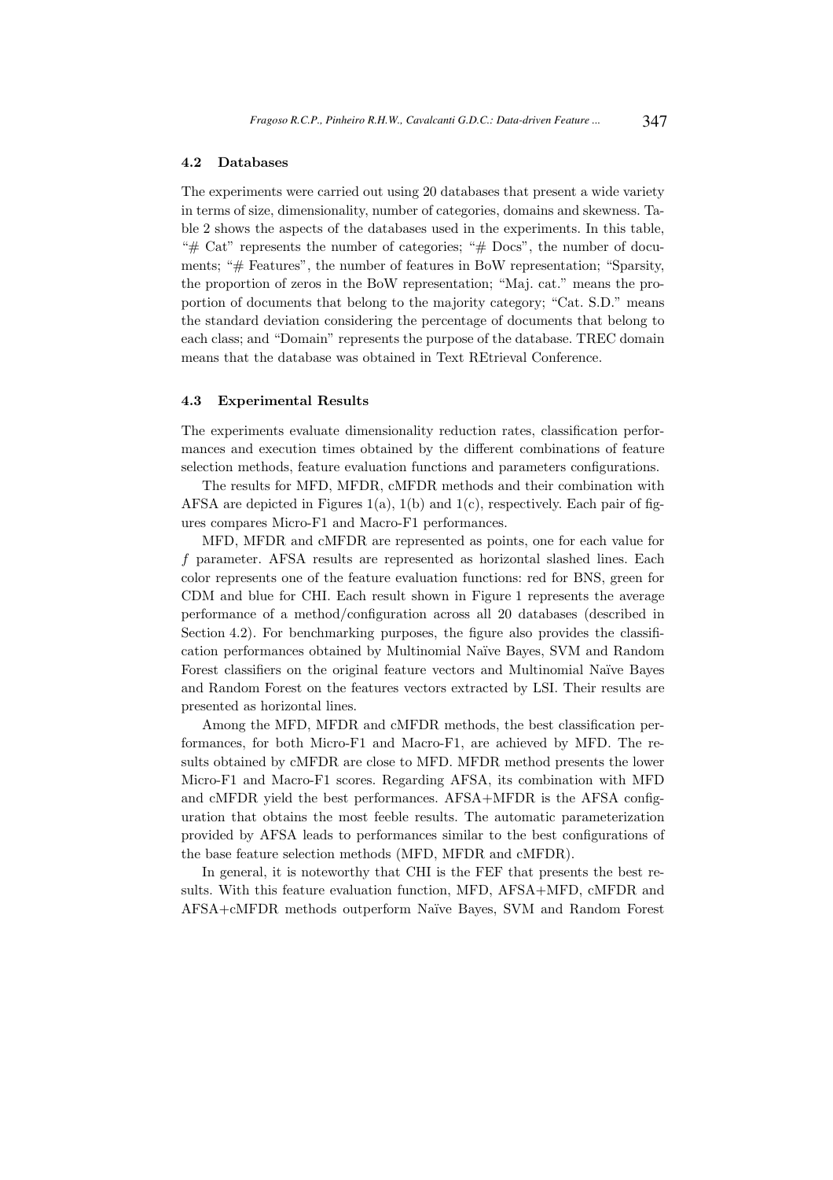### 4.2 Databases

The experiments were carried out using 20 databases that present a wide variety in terms of size, dimensionality, number of categories, domains and skewness. Table 2 shows the aspects of the databases used in the experiments. In this table, "# Cat" represents the number of categories; "# Docs", the number of documents; "# Features", the number of features in BoW representation; "Sparsity, the proportion of zeros in the BoW representation; "Maj. cat." means the proportion of documents that belong to the majority category; "Cat. S.D." means the standard deviation considering the percentage of documents that belong to each class; and "Domain" represents the purpose of the database. TREC domain means that the database was obtained in Text REtrieval Conference.

### 4.3 Experimental Results

The experiments evaluate dimensionality reduction rates, classification performances and execution times obtained by the different combinations of feature selection methods, feature evaluation functions and parameters configurations.

The results for MFD, MFDR, cMFDR methods and their combination with AFSA are depicted in Figures 1(a), 1(b) and 1(c), respectively. Each pair of figures compares Micro-F1 and Macro-F1 performances.

MFD, MFDR and cMFDR are represented as points, one for each value for $f$ parameter. AFSA results are represented as horizontal slashed lines. Each color represents one of the feature evaluation functions: red for BNS, green for CDM and blue for CHI. Each result shown in Figure 1 represents the average performance of a method/configuration across all 20 databases (described in Section 4.2). For benchmarking purposes, the figure also provides the classification performances obtained by Multinomial Naïve Bayes, SVM and Random Forest classifiers on the original feature vectors and Multinomial Naïve Bayes and Random Forest on the features vectors extracted by LSI. Their results are presented as horizontal lines.

Among the MFD, MFDR and cMFDR methods, the best classification performances, for both Micro-F1 and Macro-F1, are achieved by MFD. The results obtained by cMFDR are close to MFD. MFDR method presents the lower Micro-F1 and Macro-F1 scores. Regarding AFSA, its combination with MFD and cMFDR yield the best performances. AFSA+MFDR is the AFSA configuration that obtains the most feeble results. The automatic parameterization provided by AFSA leads to performances similar to the best configurations of the base feature selection methods (MFD, MFDR and cMFDR).

In general, it is noteworthy that CHI is the FEF that presents the best results. With this feature evaluation function, MFD, AFSA+MFD, cMFDR and AFSA+cMFDR methods outperform Naïve Bayes, SVM and Random Forest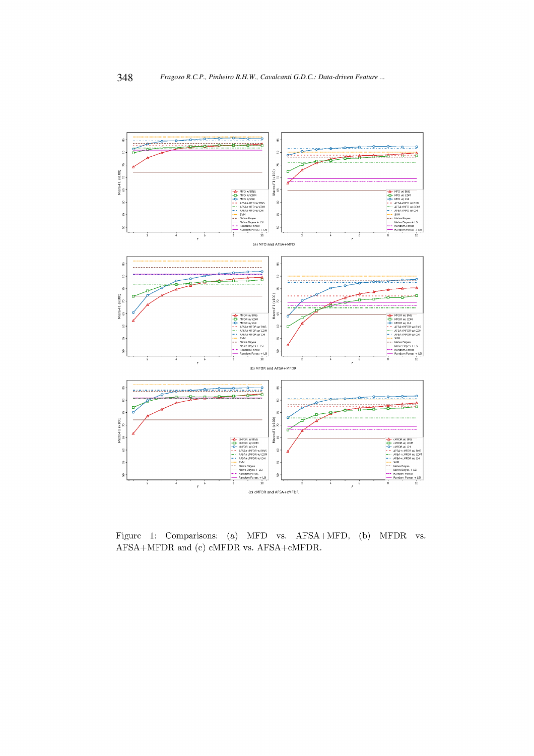Figure 1: Comparisons: (a) MFD vs. AFSA+MFD, (b) MFDR vs. AFSA+MFDR and (c) cMFDR vs. AFSA+cMFDR.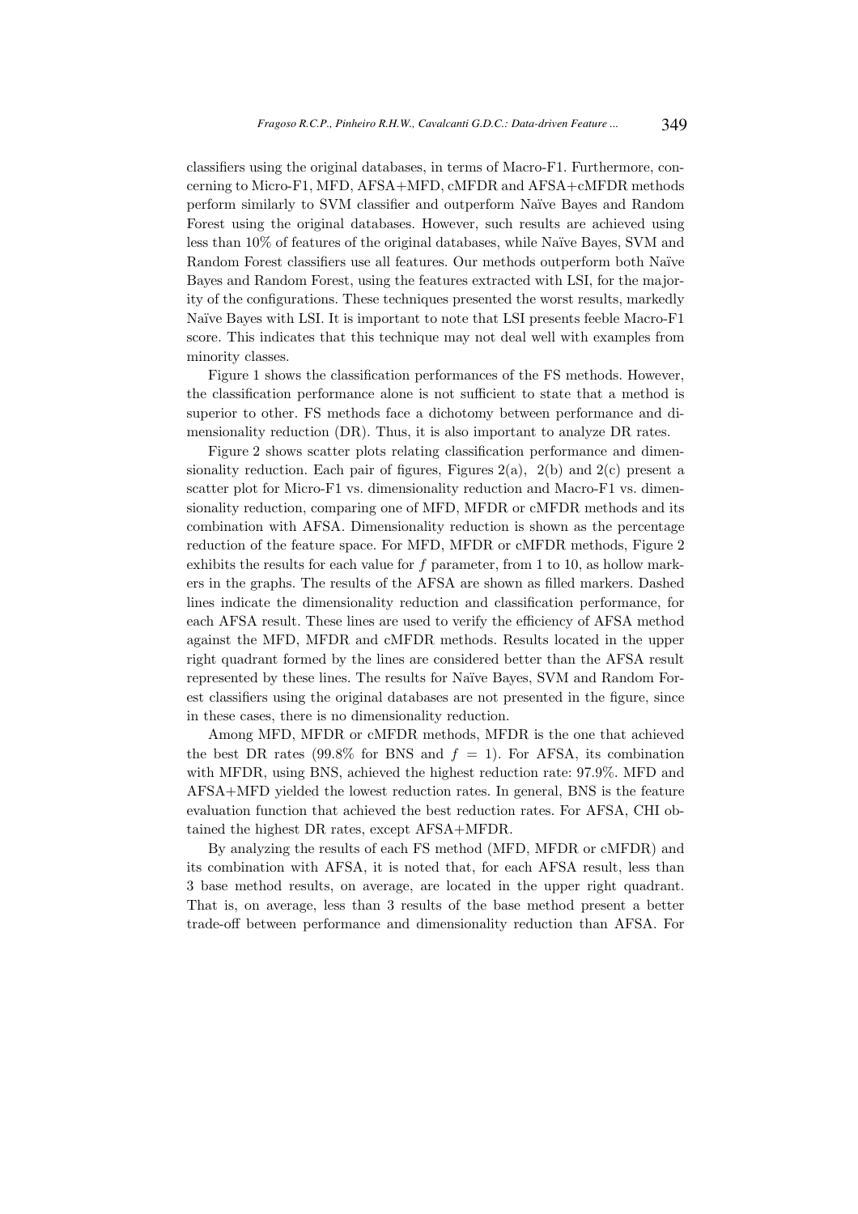classifiers using the original databases, in terms of Macro-F1. Furthermore, concerning to Micro-F1, MFD, AFSA+MFD, cMFDR and AFSA+cMFDR methods perform similarly to SVM classifier and outperform Naïve Bayes and Random Forest using the original databases. However, such results are achieved using less than 10% of features of the original databases, while Naïve Bayes, SVM and Random Forest classifiers use all features. Our methods outperform both Naïve Bayes and Random Forest, using the features extracted with LSI, for the majority of the configurations. These techniques presented the worst results, markedly Naïve Bayes with LSI. It is important to note that LSI presents feeble Macro-F1 score. This indicates that this technique may not deal well with examples from minority classes.

Figure 1 shows the classification performances of the FS methods. However, the classification performance alone is not sufficient to state that a method is superior to other. FS methods face a dichotomy between performance and dimensionality reduction (DR). Thus, it is also important to analyze DR rates.

Figure 2 shows scatter plots relating classification performance and dimensionality reduction. Each pair of figures, Figures 2(a), 2(b) and 2(c) present a scatter plot for Micro-F1 vs. dimensionality reduction and Macro-F1 vs. dimensionality reduction, comparing one of MFD, MFDR or cMFDR methods and its combination with AFSA. Dimensionality reduction is shown as the percentage reduction of the feature space. For MFD, MFDR or cMFDR methods, Figure 2 exhibits the results for each value for $f$ parameter, from 1 to 10, as hollow markers in the graphs. The results of the AFSA are shown as filled markers. Dashed lines indicate the dimensionality reduction and classification performance, for each AFSA result. These lines are used to verify the efficiency of AFSA method against the MFD, MFDR and cMFDR methods. Results located in the upper right quadrant formed by the lines are considered better than the AFSA result represented by these lines. The results for Naïve Bayes, SVM and Random Forest classifiers using the original databases are not presented in the figure, since in these cases, there is no dimensionality reduction.

Among MFD, MFDR or cMFDR methods, MFDR is the one that achieved the best DR rates (99.8% for BNS and $f = 1$). For AFSA, its combination with MFDR, using BNS, achieved the highest reduction rate: 97.9%. MFD and AFSA+MFD yielded the lowest reduction rates. In general, BNS is the feature evaluation function that achieved the best reduction rates. For AFSA, CHI obtained the highest DR rates, except AFSA+MFDR.

By analyzing the results of each FS method (MFD, MFDR or cMFDR) and its combination with AFSA, it is noted that, for each AFSA result, less than 3 base method results, on average, are located in the upper right quadrant. That is, on average, less than 3 results of the base method present a better trade-off between performance and dimensionality reduction than AFSA. For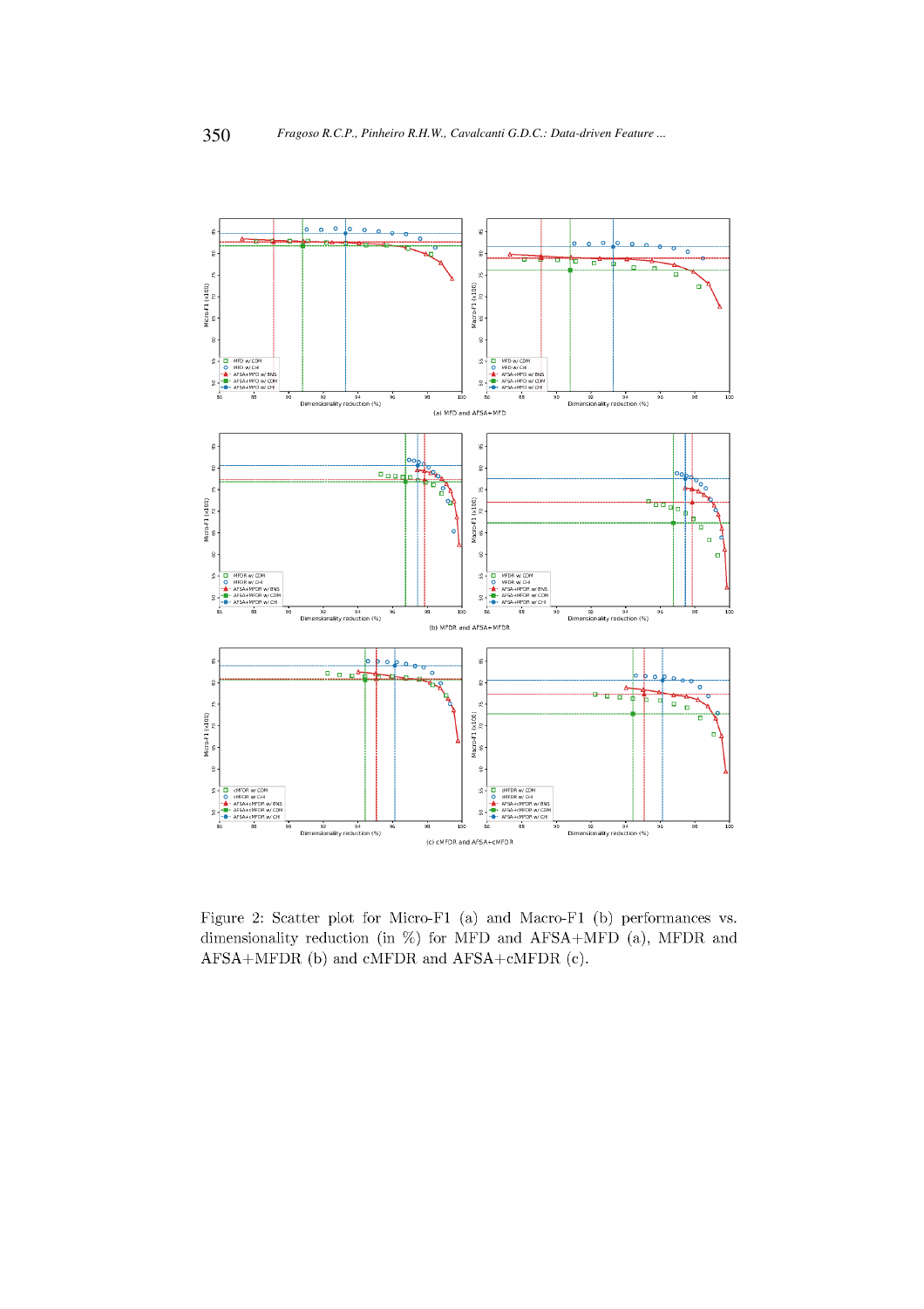Figure 2: Scatter plot for Micro-F1 (a) and Macro-F1 (b) performances vs. dimensionality reduction (in %) for MFD and AFSA+MFD (a), MFDR and AFSA+MFDR (b) and cMFDR and AFSA+cMFDR (c).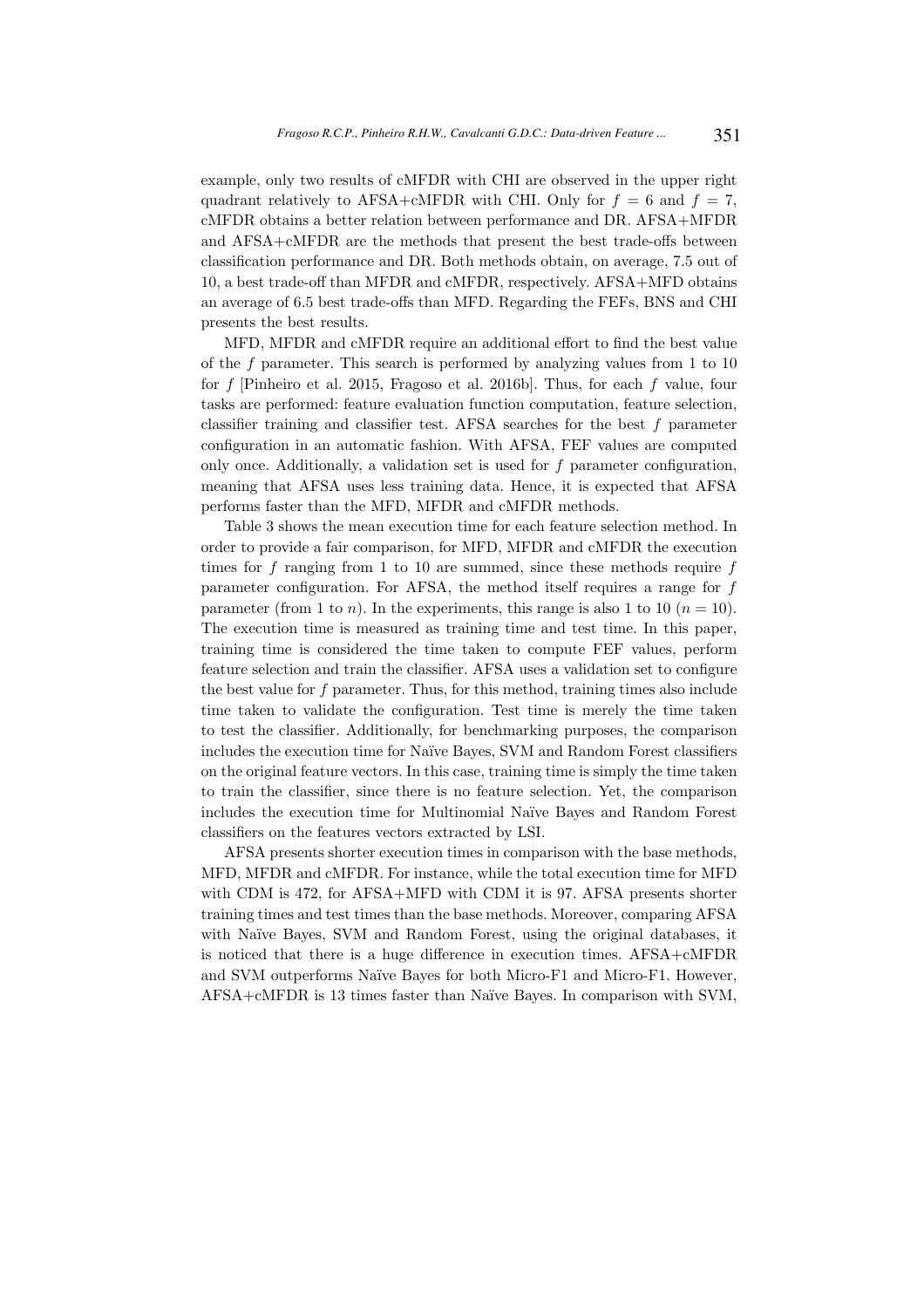example, only two results of cMFDR with CHI are observed in the upper right quadrant relatively to AFSA+cMFDR with CHI. Only for $f = 6$ and $f = 7$, cMFDR obtains a better relation between performance and DR. AFSA+MFDR and AFSA+cMFDR are the methods that present the best trade-offs between classification performance and DR. Both methods obtain, on average, 7.5 out of 10, a best trade-off than MFDR and cMFDR, respectively. AFSA+MFD obtains an average of 6.5 best trade-offs than MFD. Regarding the FEFs, BNS and CHI presents the best results.

MFD, MFDR and cMFDR require an additional effort to find the best value of the $f$ parameter. This search is performed by analyzing values from 1 to 10 for $f$ [Pinheiro et al. 2015, Fragoso et al. 2016b]. Thus, for each $f$ value, four tasks are performed: feature evaluation function computation, feature selection, classifier training and classifier test. AFSA searches for the best $f$ parameter configuration in an automatic fashion. With AFSA, FEF values are computed only once. Additionally, a validation set is used for $f$ parameter configuration, meaning that AFSA uses less training data. Hence, it is expected that AFSA performs faster than the MFD, MFDR and cMFDR methods.

Table 3 shows the mean execution time for each feature selection method. In order to provide a fair comparison, for MFD, MFDR and cMFDR the execution times for $f$ ranging from 1 to 10 are summed, since these methods require $f$ parameter configuration. For AFSA, the method itself requires a range for $f$ parameter (from 1 to $n$). In the experiments, this range is also 1 to 10 ($n = 10$). The execution time is measured as training time and test time. In this paper, training time is considered the time taken to compute FEF values, perform feature selection and train the classifier. AFSA uses a validation set to configure the best value for $f$ parameter. Thus, for this method, training times also include time taken to validate the configuration. Test time is merely the time taken to test the classifier. Additionally, for benchmarking purposes, the comparison includes the execution time for Naïve Bayes, SVM and Random Forest classifiers on the original feature vectors. In this case, training time is simply the time taken to train the classifier, since there is no feature selection. Yet, the comparison includes the execution time for Multinomial Naïve Bayes and Random Forest classifiers on the features vectors extracted by LSI.

AFSA presents shorter execution times in comparison with the base methods, MFD, MFDR and cMFDR. For instance, while the total execution time for MFD with CDM is 472, for AFSA+MFD with CDM it is 97. AFSA presents shorter training times and test times than the base methods. Moreover, comparing AFSA with Naïve Bayes, SVM and Random Forest, using the original databases, it is noticed that there is a huge difference in execution times. AFSA+cMFDR and SVM outperforms Naïve Bayes for both Micro-F1 and Micro-F1. However, AFSA+cMFDR is 13 times faster than Naïve Bayes. In comparison with SVM,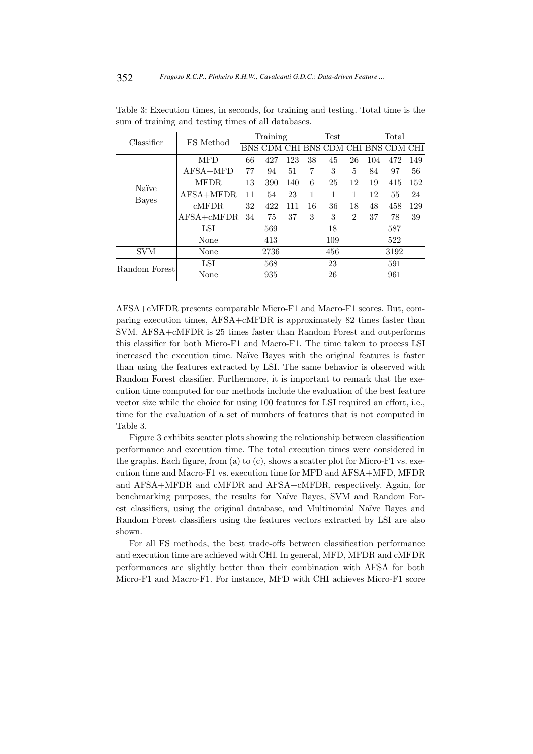Table 3: Execution times, in seconds, for training and testing. Total time is the sum of training and testing times of all databases.

| Classifier | FS Method | Training | | | Test | | | Total | | |
|---|---|---|---|---|---|---|---|---|---|---|
| | | BNS | CDM | CHI | BNS | CDM | CHI | BNS | CDM | CHI |
| Naïve Bayes | MFD | 66 | 427 | 123 | 38 | 45 | 26 | 104 | 472 | 149 |
| | AFSA+MFD | 77 | 94 | 51 | 7 | 3 | 5 | 84 | 97 | 56 |
| | MFDR | 13 | 390 | 140 | 6 | 25 | 12 | 19 | 415 | 152 |
| | AFSA+MFDR | 11 | 54 | 23 | 1 | 1 | 1 | 12 | 55 | 24 |
| | cMFDR | 32 | 422 | 111 | 16 | 36 | 18 | 48 | 458 | 129 |
| | AFSA+cMFDR | 34 | 75 | 37 | 3 | 3 | 2 | 37 | 78 | 39 |
| | LSI | | 569 | | | 18 | | | 587 | |
| | None | | 413 | | | 109 | | | 522 | |
| SVM | None | | 2736 | | | 456 | | | 3192 | |
| Random Forest | LSI | | 568 | | | 23 | | | 591 | |
| | None | | 935 | | | 26 | | | 961 | |

AFSA+cMFDR presents comparable Micro-F1 and Macro-F1 scores. But, comparing execution times, AFSA+cMFDR is approximately 82 times faster than SVM. AFSA+cMFDR is 25 times faster than Random Forest and outperforms this classifier for both Micro-F1 and Macro-F1. The time taken to process LSI increased the execution time. Naïve Bayes with the original features is faster than using the features extracted by LSI. The same behavior is observed with Random Forest classifier. Furthermore, it is important to remark that the execution time computed for our methods include the evaluation of the best feature vector size while the choice for using 100 features for LSI required an effort, i.e., time for the evaluation of a set of numbers of features that is not computed in Table 3.

Figure 3 exhibits scatter plots showing the relationship between classification performance and execution time. The total execution times were considered in the graphs. Each figure, from (a) to (c), shows a scatter plot for Micro-F1 vs. execution time and Macro-F1 vs. execution time for MFD and AFSA+MFD, MFDR and AFSA+MFDR and cMFDR and AFSA+cMFDR, respectively. Again, for benchmarking purposes, the results for Naïve Bayes, SVM and Random Forest classifiers, using the original database, and Multinomial Naïve Bayes and Random Forest classifiers using the features vectors extracted by LSI are also shown.

For all FS methods, the best trade-offs between classification performance and execution time are achieved with CHI. In general, MFD, MFDR and cMFDR performances are slightly better than their combination with AFSA for both Micro-F1 and Macro-F1. For instance, MFD with CHI achieves Micro-F1 score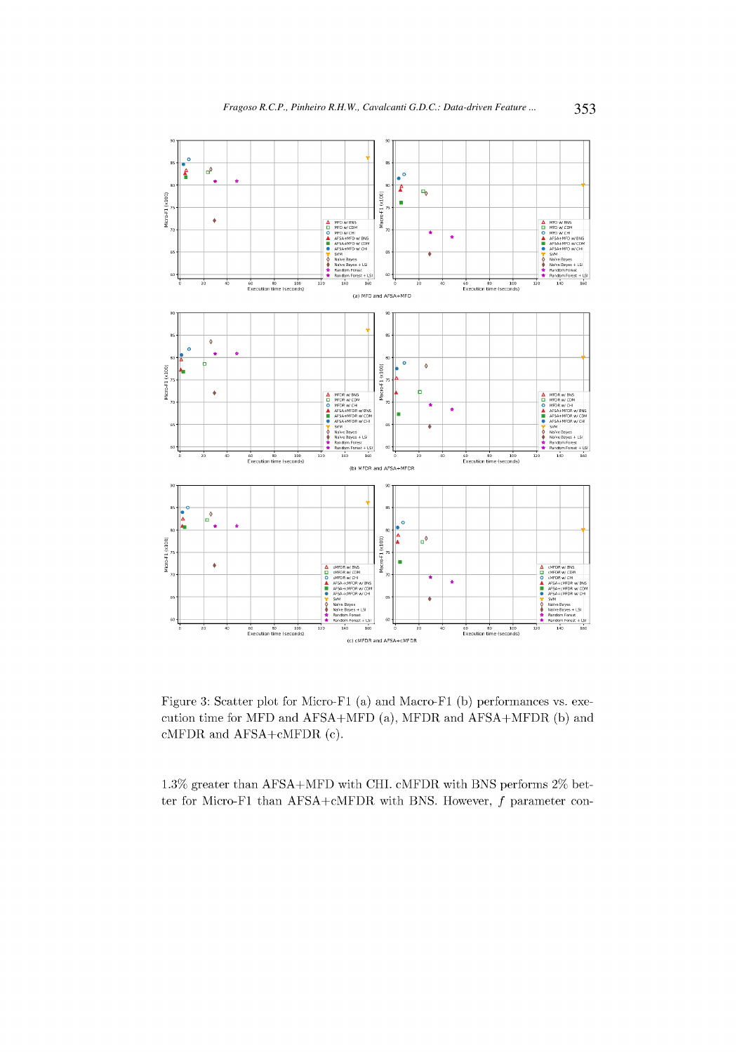Figure 3: Scatter plot for Micro-F1 (a) and Macro-F1 (b) performances vs. execution time for MFD and AFSA+MFD (a), MFDR and AFSA+MFDR (b) and cMFDR and AFSA+cMFDR (c).

1.3% greater than AFSA+MFD with CHI. cMFDR with BNS performs 2% better for Micro-F1 than AFSA+cMFDR with BNS. However, $f$ parameter con-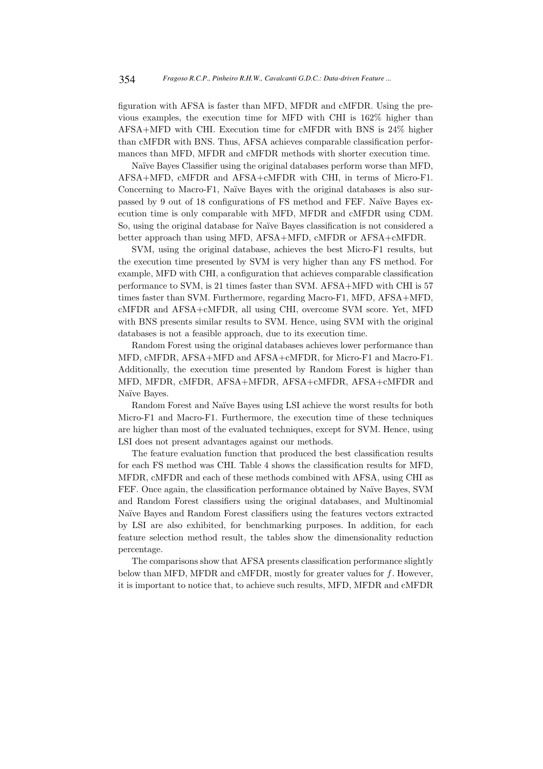figuration with AFSA is faster than MFD, MFDR and cMFDR. Using the previous examples, the execution time for MFD with CHI is 162% higher than AFSA+MFD with CHI. Execution time for cMFDR with BNS is 24% higher than cMFDR with BNS. Thus, AFSA achieves comparable classification performances than MFD, MFDR and cMFDR methods with shorter execution time.

Naïve Bayes Classifier using the original databases perform worse than MFD, AFSA+MFD, cMFDR and AFSA+cMFDR with CHI, in terms of Micro-F1. Concerning to Macro-F1, Naïve Bayes with the original databases is also surpassed by 9 out of 18 configurations of FS method and FEF. Naïve Bayes execution time is only comparable with MFD, MFDR and cMFDR using CDM. So, using the original database for Naïve Bayes classification is not considered a better approach than using MFD, AFSA+MFD, cMFDR or AFSA+cMFDR.

SVM, using the original database, achieves the best Micro-F1 results, but the execution time presented by SVM is very higher than any FS method. For example, MFD with CHI, a configuration that achieves comparable classification performance to SVM, is 21 times faster than SVM. AFSA+MFD with CHI is 57 times faster than SVM. Furthermore, regarding Macro-F1, MFD, AFSA+MFD, cMFDR and AFSA+cMFDR, all using CHI, overcome SVM score. Yet, MFD with BNS presents similar results to SVM. Hence, using SVM with the original databases is not a feasible approach, due to its execution time.

Random Forest using the original databases achieves lower performance than MFD, cMFDR, AFSA+MFD and AFSA+cMFDR, for Micro-F1 and Macro-F1. Additionally, the execution time presented by Random Forest is higher than MFD, MFDR, cMFDR, AFSA+MFDR, AFSA+cMFDR, AFSA+cMFDR and Naïve Bayes.

Random Forest and Naïve Bayes using LSI achieve the worst results for both Micro-F1 and Macro-F1. Furthermore, the execution time of these techniques are higher than most of the evaluated techniques, except for SVM. Hence, using LSI does not present advantages against our methods.

The feature evaluation function that produced the best classification results for each FS method was CHI. Table 4 shows the classification results for MFD, MFDR, cMFDR and each of these methods combined with AFSA, using CHI as FEF. Once again, the classification performance obtained by Naïve Bayes, SVM and Random Forest classifiers using the original databases, and Multinomial Naïve Bayes and Random Forest classifiers using the features vectors extracted by LSI are also exhibited, for benchmarking purposes. In addition, for each feature selection method result, the tables show the dimensionality reduction percentage.

The comparisons show that AFSA presents classification performance slightly below than MFD, MFDR and cMFDR, mostly for greater values for $f$. However, it is important to notice that, to achieve such results, MFD, MFDR and cMFDR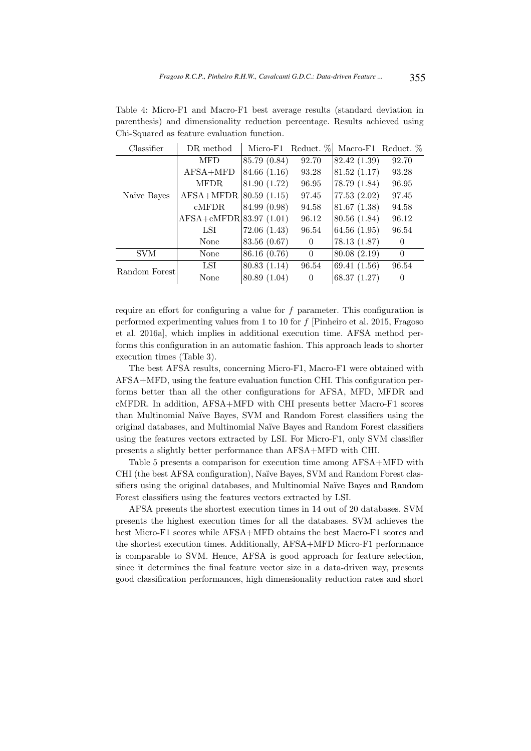Table 4: Micro-F1 and Macro-F1 best average results (standard deviation in parenthesis) and dimensionality reduction percentage. Results achieved using Chi-Squared as feature evaluation function.

| Classifier | DR method | Micro-F1 | Reduct. % | Macro-F1 | Reduct. % |
|---|---|---|---|---|---|
| Naïve Bayes | MFD | 85.79 (0.84) | 92.70 | 82.42 (1.39) | 92.70 |
| | AFSA+MFD | 84.66 (1.16) | 93.28 | 81.52 (1.17) | 93.28 |
| | MFDR | 81.90 (1.72) | 96.95 | 78.79 (1.84) | 96.95 |
| | AFSA+MFDR | 80.59 (1.15) | 97.45 | 77.53 (2.02) | 97.45 |
| | cMFDR | 84.99 (0.98) | 94.58 | 81.67 (1.38) | 94.58 |
| | AFSA+cMFDR | 83.97 (1.01) | 96.12 | 80.56 (1.84) | 96.12 |
| | LSI | 72.06 (1.43) | 96.54 | 64.56 (1.95) | 96.54 |
| | None | 83.56 (0.67) | 0 | 78.13 (1.87) | 0 |
| SVM | None | 86.16 (0.76) | 0 | 80.08 (2.19) | 0 |
| Random Forest | LSI | 80.83 (1.14) | 96.54 | 69.41 (1.56) | 96.54 |
| | None | 80.89 (1.04) | 0 | 68.37 (1.27) | 0 |

require an effort for configuring a value for $f$ parameter. This configuration is performed experimenting values from 1 to 10 for $f$ [Pinheiro et al. 2015, Fragoso et al. 2016a], which implies in additional execution time. AFSA method performs this configuration in an automatic fashion. This approach leads to shorter execution times (Table 3).

The best AFSA results, concerning Micro-F1, Macro-F1 were obtained with AFSA+MFD, using the feature evaluation function CHI. This configuration performs better than all the other configurations for AFSA, MFD, MFDR and cMFDR. In addition, AFSA+MFD with CHI presents better Macro-F1 scores than Multinomial Naïve Bayes, SVM and Random Forest classifiers using the original databases, and Multinomial Naïve Bayes and Random Forest classifiers using the features vectors extracted by LSI. For Micro-F1, only SVM classifier presents a slightly better performance than AFSA+MFD with CHI.

Table 5 presents a comparison for execution time among AFSA+MFD with CHI (the best AFSA configuration), Naïve Bayes, SVM and Random Forest classifiers using the original databases, and Multinomial Naïve Bayes and Random Forest classifiers using the features vectors extracted by LSI.

AFSA presents the shortest execution times in 14 out of 20 databases. SVM presents the highest execution times for all the databases. SVM achieves the best Micro-F1 scores while AFSA+MFD obtains the best Macro-F1 scores and the shortest execution times. Additionally, AFSA+MFD Micro-F1 performance is comparable to SVM. Hence, AFSA is good approach for feature selection, since it determines the final feature vector size in a data-driven way, presents good classification performances, high dimensionality reduction rates and short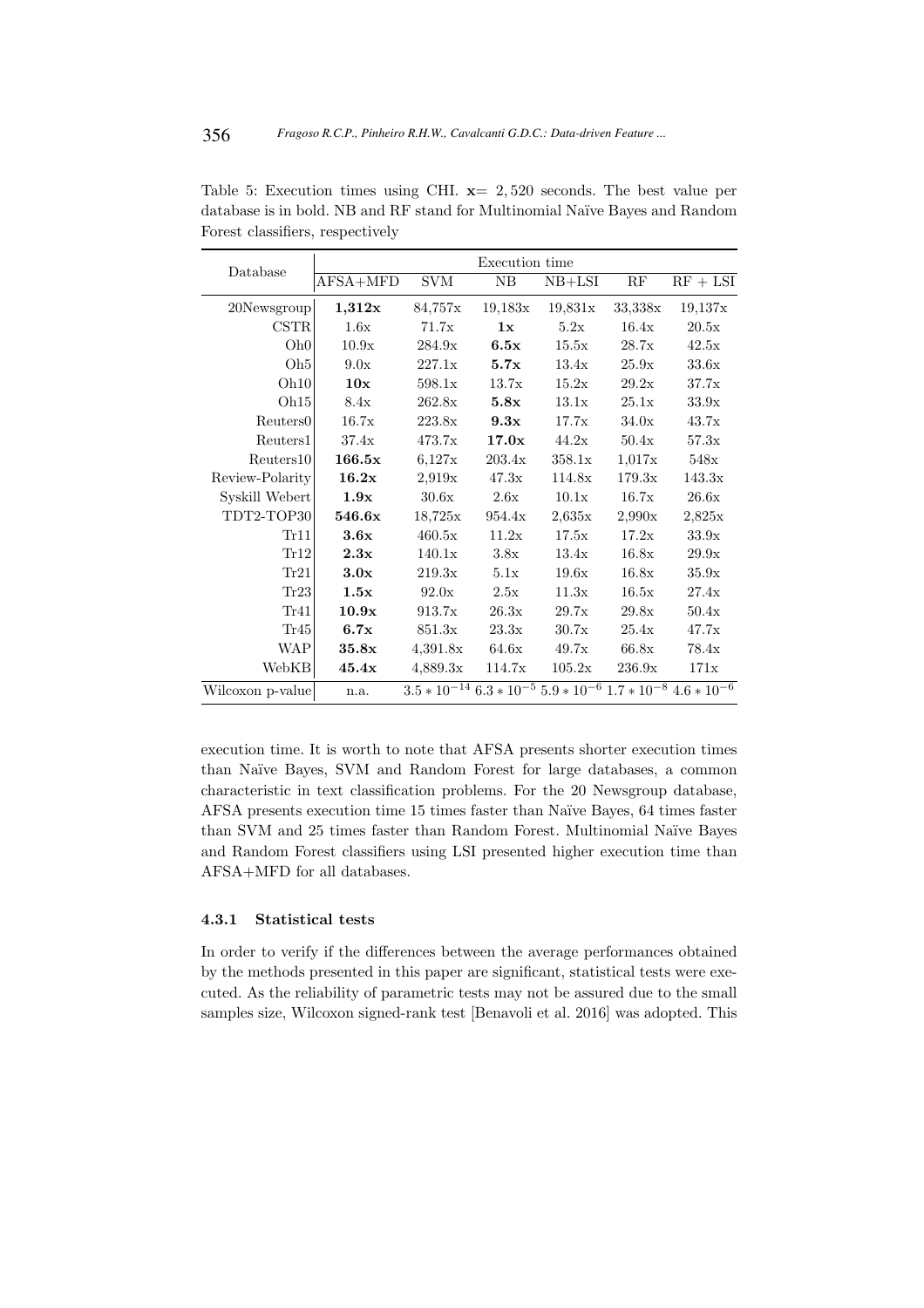Table 5: Execution times using CHI. **x**= 2,520 seconds. The best value per database is in bold. NB and RF stand for Multinomial Naïve Bayes and Random Forest classifiers, respectively

| Database | Execution time | | | | | |
|---|---|---|---|---|---|---|
| | AFSA+MFD | SVM | NB | NB+LSI | RF | RF + LSI |
| 20Newsgroup | **1,312x** | 84,757x | 19,183x | 19,831x | 33,338x | 19,137x |
| CSTR | 1.6x | 71.7x | **1x** | 5.2x | 16.4x | 20.5x |
| Oh0 | 10.9x | 284.9x | **6.5x** | 15.5x | 28.7x | 42.5x |
| Oh5 | 9.0x | 227.1x | **5.7x** | 13.4x | 25.9x | 33.6x |
| Oh10 | **10x** | 598.1x | 13.7x | 15.2x | 29.2x | 37.7x |
| Oh15 | 8.4x | 262.8x | **5.8x** | 13.1x | 25.1x | 33.9x |
| Reuters0 | 16.7x | 223.8x | **9.3x** | 17.7x | 34.0x | 43.7x |
| Reuters1 | 37.4x | 473.7x | **17.0x** | 44.2x | 50.4x | 57.3x |
| Reuters10 | **166.5x** | 6,127x | 203.4x | 358.1x | 1,017x | 548x |
| Review-Polarity | **16.2x** | 2,919x | 47.3x | 114.8x | 179.3x | 143.3x |
| Syskill Webert | **1.9x** | 30.6x | 2.6x | 10.1x | 16.7x | 26.6x |
| TDT2-TOP30 | **546.6x** | 18,725x | 954.4x | 2,635x | 2,990x | 2,825x |
| Tr11 | **3.6x** | 460.5x | 11.2x | 17.5x | 17.2x | 33.9x |
| Tr12 | **2.3x** | 140.1x | 3.8x | 13.4x | 16.8x | 29.9x |
| Tr21 | **3.0x** | 219.3x | 5.1x | 19.6x | 16.8x | 35.9x |
| Tr23 | **1.5x** | 92.0x | 2.5x | 11.3x | 16.5x | 27.4x |
| Tr41 | **10.9x** | 913.7x | 26.3x | 29.7x | 29.8x | 50.4x |
| Tr45 | **6.7x** | 851.3x | 23.3x | 30.7x | 25.4x | 47.7x |
| WAP | **35.8x** | 4,391.8x | 64.6x | 49.7x | 66.8x | 78.4x |
| WebKB | **45.4x** | 4,889.3x | 114.7x | 105.2x | 236.9x | 171x |
| Wilcoxon p-value | n.a. | $3.5 * 10^{-14}$ | $6.3 * 10^{-5}$ | $5.9 * 10^{-6}$ | $1.7 * 10^{-8}$ | $4.6 * 10^{-6}$ |

execution time. It is worth to note that AFSA presents shorter execution times than Naïve Bayes, SVM and Random Forest for large databases, a common characteristic in text classification problems. For the 20 Newsgroup database, AFSA presents execution time 15 times faster than Naïve Bayes, 64 times faster than SVM and 25 times faster than Random Forest. Multinomial Naïve Bayes and Random Forest classifiers using LSI presented higher execution time than AFSA+MFD for all databases.

#### 4.3.1 Statistical tests

In order to verify if the differences between the average performances obtained by the methods presented in this paper are significant, statistical tests were executed. As the reliability of parametric tests may not be assured due to the small samples size, Wilcoxon signed-rank test [Benavoli et al. 2016] was adopted. This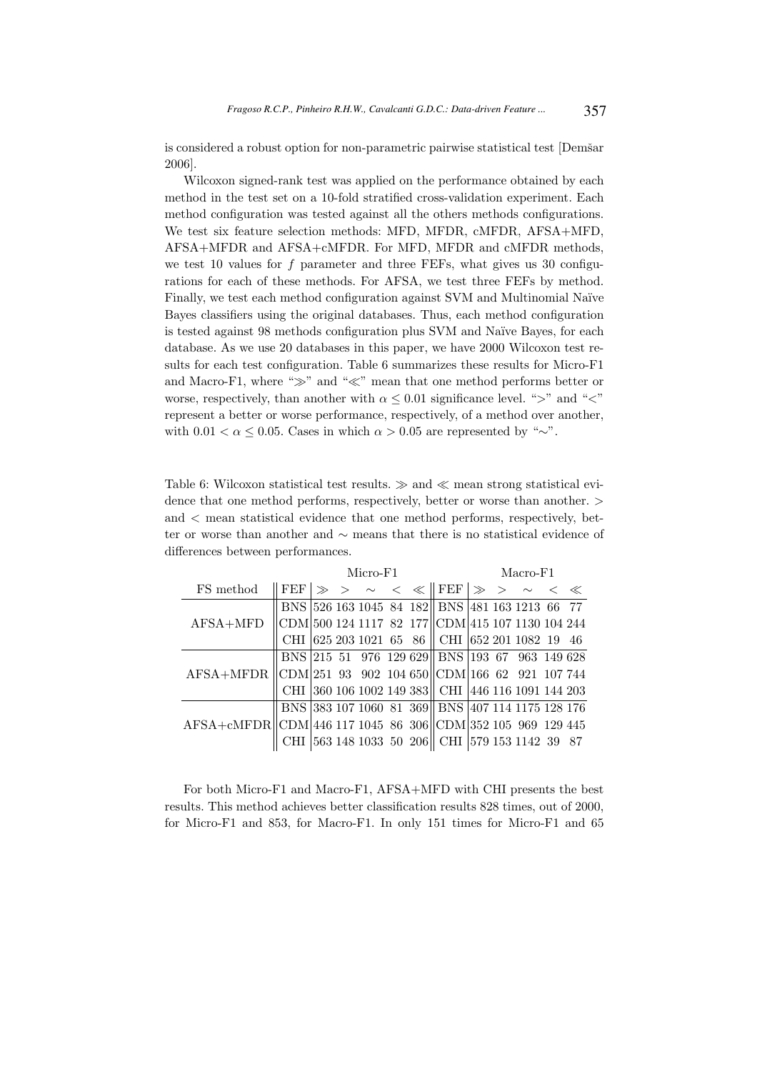is considered a robust option for non-parametric pairwise statistical test [Demšar 2006].

Wilcoxon signed-rank test was applied on the performance obtained by each method in the test set on a 10-fold stratified cross-validation experiment. Each method configuration was tested against all the others methods configurations. We test six feature selection methods: MFD, MFDR, cMFDR, AFSA+MFD, AFSA+MFDR and AFSA+cMFDR. For MFD, MFDR and cMFDR methods, we test 10 values for $f$ parameter and three FEFs, what gives us 30 configurations for each of these methods. For AFSA, we test three FEFs by method. Finally, we test each method configuration against SVM and Multinomial Naïve Bayes classifiers using the original databases. Thus, each method configuration is tested against 98 methods configuration plus SVM and Naïve Bayes, for each database. As we use 20 databases in this paper, we have 2000 Wilcoxon test results for each test configuration. Table 6 summarizes these results for Micro-F1 and Macro-F1, where "$\gg$" and "$\ll$" mean that one method performs better or worse, respectively, than another with $\alpha \leq 0.01$ significance level. "$>$" and "$<$" represent a better or worse performance, respectively, of a method over another, with $0.01 < \alpha \leq 0.05$. Cases in which $\alpha > 0.05$ are represented by "$\sim$".

Table 6: Wilcoxon statistical test results. $\gg$ and $\ll$ mean strong statistical evidence that one method performs, respectively, better or worse than another. $>$ and $<$ mean statistical evidence that one method performs, respectively, better or worse than another and $\sim$ means that there is no statistical evidence of differences between performances.

| | Micro-F1 | | | | | | Macro-F1 | | | | | |
|---|---|---|---|---|---|---|---|---|---|---|---|---|
| FS method | FEF | $\gg$ | $>$ | $\sim$ | $<$ | $\ll$ | FEF | $\gg$ | $>$ | $\sim$ | $<$ | $\ll$ |
| AFSA+MFD | BNS | 526 | 163 | 1045 | 84 | 182 | BNS | 481 | 163 | 1213 | 66 | 77 |
| | CDM | 500 | 124 | 1117 | 82 | 177 | CDM | 415 | 107 | 1130 | 104 | 244 |
| | CHI | 625 | 203 | 1021 | 65 | 86 | CHI | 652 | 201 | 1082 | 19 | 46 |
| AFSA+MFDR | BNS | 215 | 51 | 976 | 129 | 629 | BNS | 193 | 67 | 963 | 149 | 628 |
| | CDM | 251 | 93 | 902 | 104 | 650 | CDM | 166 | 62 | 921 | 107 | 744 |
| | CHI | 360 | 106 | 1002 | 149 | 383 | CHI | 446 | 116 | 1091 | 144 | 203 |
| AFSA+cMFDR | BNS | 383 | 107 | 1060 | 81 | 369 | BNS | 407 | 114 | 1175 | 128 | 176 |
| | CDM | 446 | 117 | 1045 | 86 | 306 | CDM | 352 | 105 | 969 | 129 | 445 |
| | CHI | 563 | 148 | 1033 | 50 | 206 | CHI | 579 | 153 | 1142 | 39 | 87 |

For both Micro-F1 and Macro-F1, AFSA+MFD with CHI presents the best results. This method achieves better classification results 828 times, out of 2000, for Micro-F1 and 853, for Macro-F1. In only 151 times for Micro-F1 and 65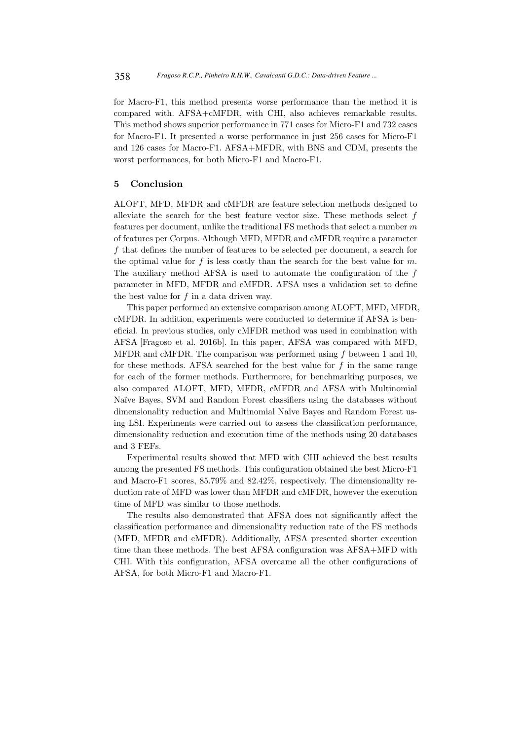for Macro-F1, this method presents worse performance than the method it is compared with. AFSA+cMFDR, with CHI, also achieves remarkable results. This method shows superior performance in 771 cases for Micro-F1 and 732 cases for Macro-F1. It presented a worse performance in just 256 cases for Micro-F1 and 126 cases for Macro-F1. AFSA+MFDR, with BNS and CDM, presents the worst performances, for both Micro-F1 and Macro-F1.

## 5 Conclusion

ALOFT, MFD, MFDR and cMFDR are feature selection methods designed to alleviate the search for the best feature vector size. These methods select $f$ features per document, unlike the traditional FS methods that select a number $m$ of features per Corpus. Although MFD, MFDR and cMFDR require a parameter $f$ that defines the number of features to be selected per document, a search for the optimal value for $f$ is less costly than the search for the best value for $m$. The auxiliary method AFSA is used to automate the configuration of the $f$ parameter in MFD, MFDR and cMFDR. AFSA uses a validation set to define the best value for $f$ in a data driven way.

This paper performed an extensive comparison among ALOFT, MFD, MFDR, cMFDR. In addition, experiments were conducted to determine if AFSA is beneficial. In previous studies, only cMFDR method was used in combination with AFSA [Fragoso et al. 2016b]. In this paper, AFSA was compared with MFD, MFDR and cMFDR. The comparison was performed using $f$ between 1 and 10, for these methods. AFSA searched for the best value for $f$ in the same range for each of the former methods. Furthermore, for benchmarking purposes, we also compared ALOFT, MFD, MFDR, cMFDR and AFSA with Multinomial Naïve Bayes, SVM and Random Forest classifiers using the databases without dimensionality reduction and Multinomial Naïve Bayes and Random Forest using LSI. Experiments were carried out to assess the classification performance, dimensionality reduction and execution time of the methods using 20 databases and 3 FEFs.

Experimental results showed that MFD with CHI achieved the best results among the presented FS methods. This configuration obtained the best Micro-F1 and Macro-F1 scores, 85.79% and 82.42%, respectively. The dimensionality reduction rate of MFD was lower than MFDR and cMFDR, however the execution time of MFD was similar to those methods.

The results also demonstrated that AFSA does not significantly affect the classification performance and dimensionality reduction rate of the FS methods (MFD, MFDR and cMFDR). Additionally, AFSA presented shorter execution time than these methods. The best AFSA configuration was AFSA+MFD with CHI. With this configuration, AFSA overcame all the other configurations of AFSA, for both Micro-F1 and Macro-F1.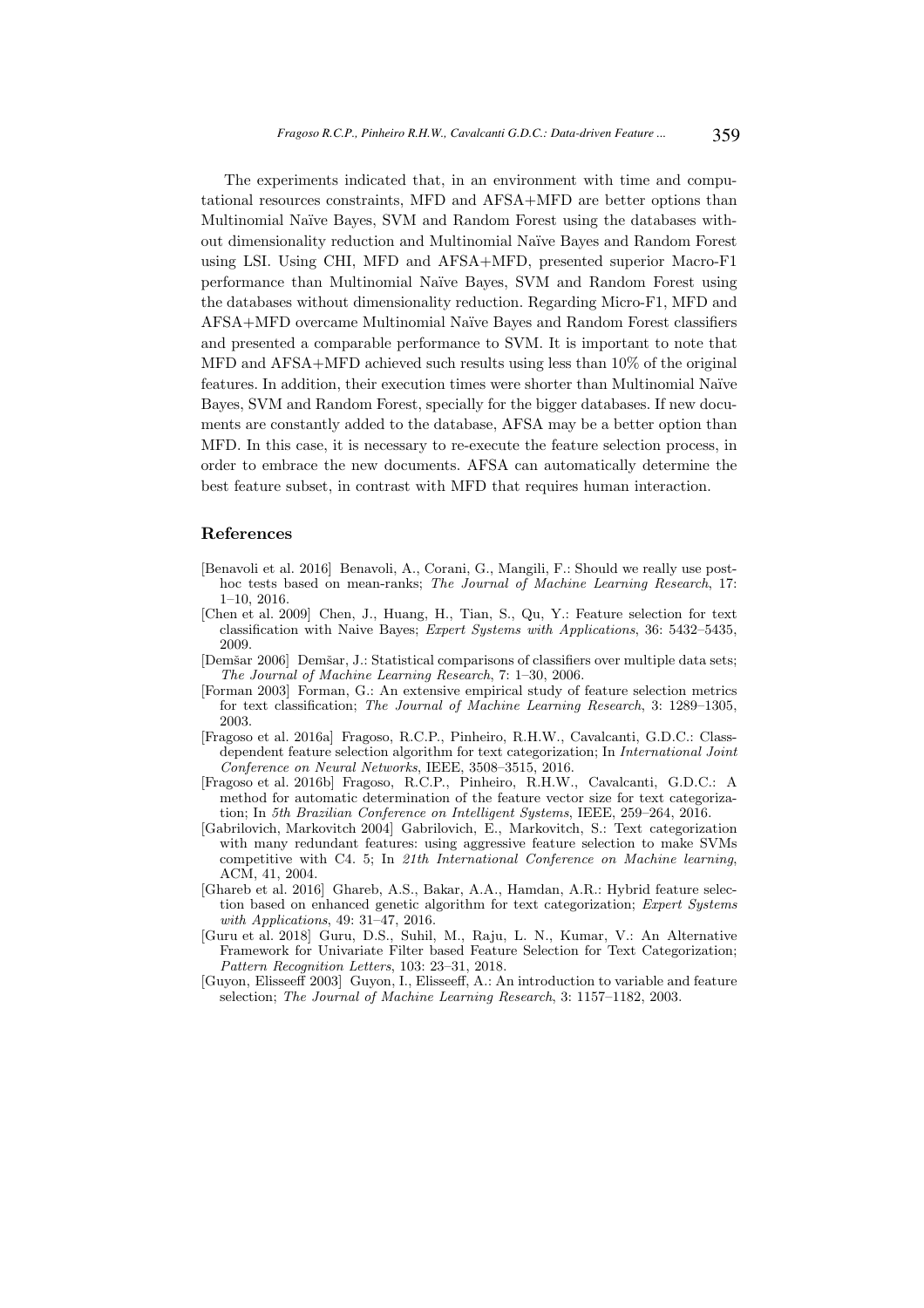The experiments indicated that, in an environment with time and computational resources constraints, MFD and AFSA+MFD are better options than Multinomial Naïve Bayes, SVM and Random Forest using the databases without dimensionality reduction and Multinomial Naïve Bayes and Random Forest using LSI. Using CHI, MFD and AFSA+MFD, presented superior Macro-F1 performance than Multinomial Naïve Bayes, SVM and Random Forest using the databases without dimensionality reduction. Regarding Micro-F1, MFD and AFSA+MFD overcame Multinomial Naïve Bayes and Random Forest classifiers and presented a comparable performance to SVM. It is important to note that MFD and AFSA+MFD achieved such results using less than 10% of the original features. In addition, their execution times were shorter than Multinomial Naïve Bayes, SVM and Random Forest, specially for the bigger databases. If new documents are constantly added to the database, AFSA may be a better option than MFD. In this case, it is necessary to re-execute the feature selection process, in order to embrace the new documents. AFSA can automatically determine the best feature subset, in contrast with MFD that requires human interaction.

## References

[Benavoli et al. 2016] Benavoli, A., Corani, G., Mangili, F.: Should we really use post-hoc tests based on mean-ranks; *The Journal of Machine Learning Research*, 17: 1–10, 2016.

[Chen et al. 2009] Chen, J., Huang, H., Tian, S., Qu, Y.: Feature selection for text classification with Naive Bayes; *Expert Systems with Applications*, 36: 5432–5435, 2009.

[Demšar 2006] Demšar, J.: Statistical comparisons of classifiers over multiple data sets; *The Journal of Machine Learning Research*, 7: 1–30, 2006.

[Forman 2003] Forman, G.: An extensive empirical study of feature selection metrics for text classification; *The Journal of Machine Learning Research*, 3: 1289–1305, 2003.

[Fragoso et al. 2016a] Fragoso, R.C.P., Pinheiro, R.H.W., Cavalcanti, G.D.C.: Class-dependent feature selection algorithm for text categorization; In *International Joint Conference on Neural Networks*, IEEE, 3508–3515, 2016.

[Fragoso et al. 2016b] Fragoso, R.C.P., Pinheiro, R.H.W., Cavalcanti, G.D.C.: A method for automatic determination of the feature vector size for text categorization; In *5th Brazilian Conference on Intelligent Systems*, IEEE, 259–264, 2016.

[Gabrilovich, Markovitch 2004] Gabrilovich, E., Markovitch, S.: Text categorization with many redundant features: using aggressive feature selection to make SVMs competitive with C4. 5; In *21th International Conference on Machine learning*, ACM, 41, 2004.

[Ghareb et al. 2016] Ghareb, A.S., Bakar, A.A., Hamdan, A.R.: Hybrid feature selection based on enhanced genetic algorithm for text categorization; *Expert Systems with Applications*, 49: 31–47, 2016.

[Guru et al. 2018] Guru, D.S., Suhil, M., Raju, L. N., Kumar, V.: An Alternative Framework for Univariate Filter based Feature Selection for Text Categorization; *Pattern Recognition Letters*, 103: 23–31, 2018.

[Guyon, Elisseeff 2003] Guyon, I., Elisseeff, A.: An introduction to variable and feature selection; *The Journal of Machine Learning Research*, 3: 1157–1182, 2003.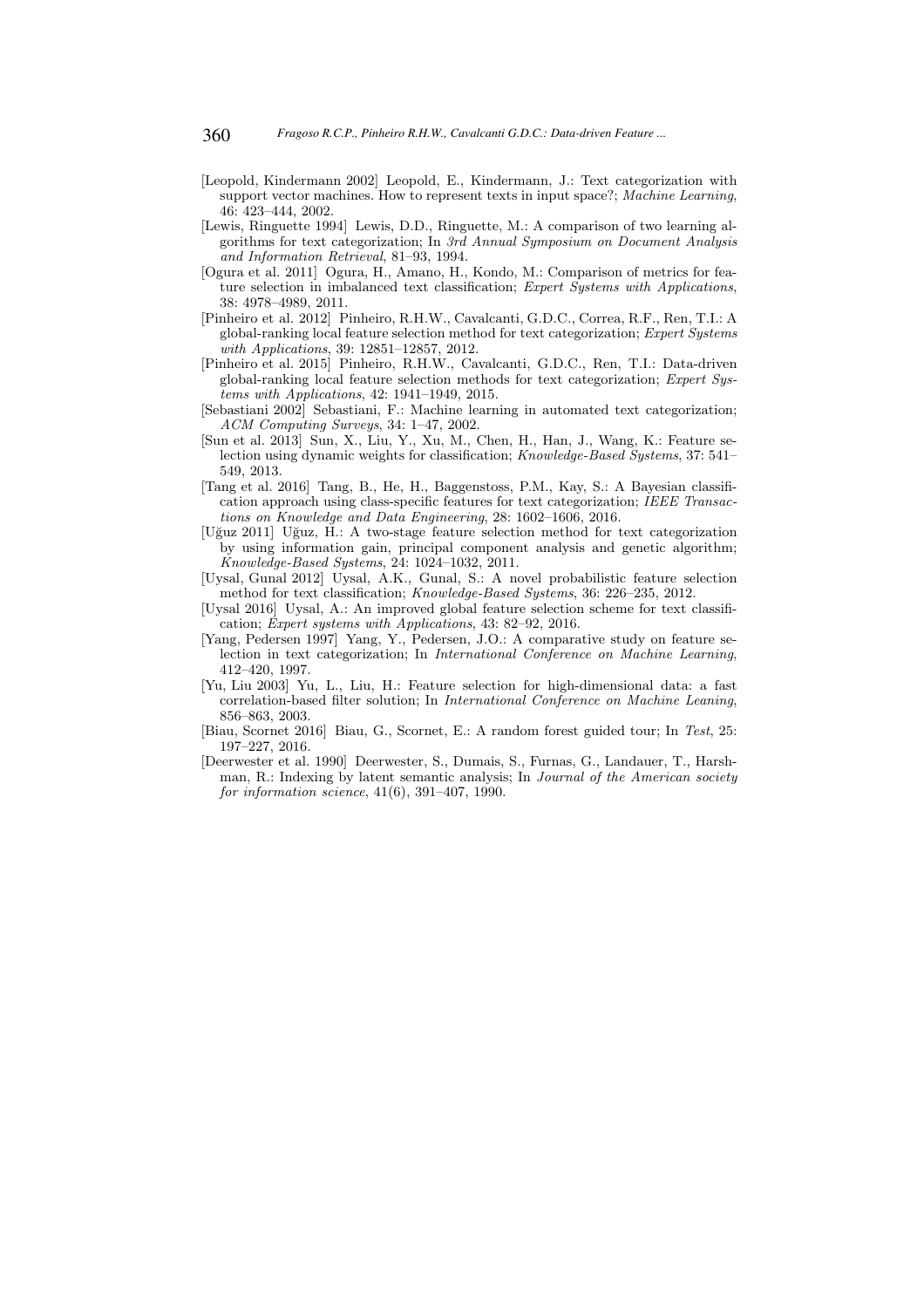[Leopold, Kindermann 2002] Leopold, E., Kindermann, J.: Text categorization with support vector machines. How to represent texts in input space?; *Machine Learning*, 46: 423–444, 2002.

[Lewis, Ringuette 1994] Lewis, D.D., Ringuette, M.: A comparison of two learning algorithms for text categorization; In *3rd Annual Symposium on Document Analysis and Information Retrieval*, 81–93, 1994.

[Ogura et al. 2011] Ogura, H., Amano, H., Kondo, M.: Comparison of metrics for feature selection in imbalanced text classification; *Expert Systems with Applications*, 38: 4978–4989, 2011.

[Pinheiro et al. 2012] Pinheiro, R.H.W., Cavalcanti, G.D.C., Correa, R.F., Ren, T.I.: A global-ranking local feature selection method for text categorization; *Expert Systems with Applications*, 39: 12851–12857, 2012.

[Pinheiro et al. 2015] Pinheiro, R.H.W., Cavalcanti, G.D.C., Ren, T.I.: Data-driven global-ranking local feature selection methods for text categorization; *Expert Systems with Applications*, 42: 1941–1949, 2015.

[Sebastiani 2002] Sebastiani, F.: Machine learning in automated text categorization; *ACM Computing Surveys*, 34: 1–47, 2002.

[Sun et al. 2013] Sun, X., Liu, Y., Xu, M., Chen, H., Han, J., Wang, K.: Feature selection using dynamic weights for classification; *Knowledge-Based Systems*, 37: 541–549, 2013.

[Tang et al. 2016] Tang, B., He, H., Baggenstoss, P.M., Kay, S.: A Bayesian classification approach using class-specific features for text categorization; *IEEE Transactions on Knowledge and Data Engineering*, 28: 1602–1606, 2016.

[Uğuz 2011] Uğuz, H.: A two-stage feature selection method for text categorization by using information gain, principal component analysis and genetic algorithm; *Knowledge-Based Systems*, 24: 1024–1032, 2011.

[Uysal, Gunal 2012] Uysal, A.K., Gunal, S.: A novel probabilistic feature selection method for text classification; *Knowledge-Based Systems*, 36: 226–235, 2012.

[Uysal 2016] Uysal, A.: An improved global feature selection scheme for text classification; *Expert systems with Applications*, 43: 82–92, 2016.

[Yang, Pedersen 1997] Yang, Y., Pedersen, J.O.: A comparative study on feature selection in text categorization; In *International Conference on Machine Learning*, 412–420, 1997.

[Yu, Liu 2003] Yu, L., Liu, H.: Feature selection for high-dimensional data: a fast correlation-based filter solution; In *International Conference on Machine Leaning*, 856–863, 2003.

[Biau, Scornet 2016] Biau, G., Scornet, E.: A random forest guided tour; In *Test*, 25: 197–227, 2016.

[Deerwester et al. 1990] Deerwester, S., Dumais, S., Furnas, G., Landauer, T., Harshman, R.: Indexing by latent semantic analysis; In *Journal of the American society for information science*, 41(6), 391–407, 1990.